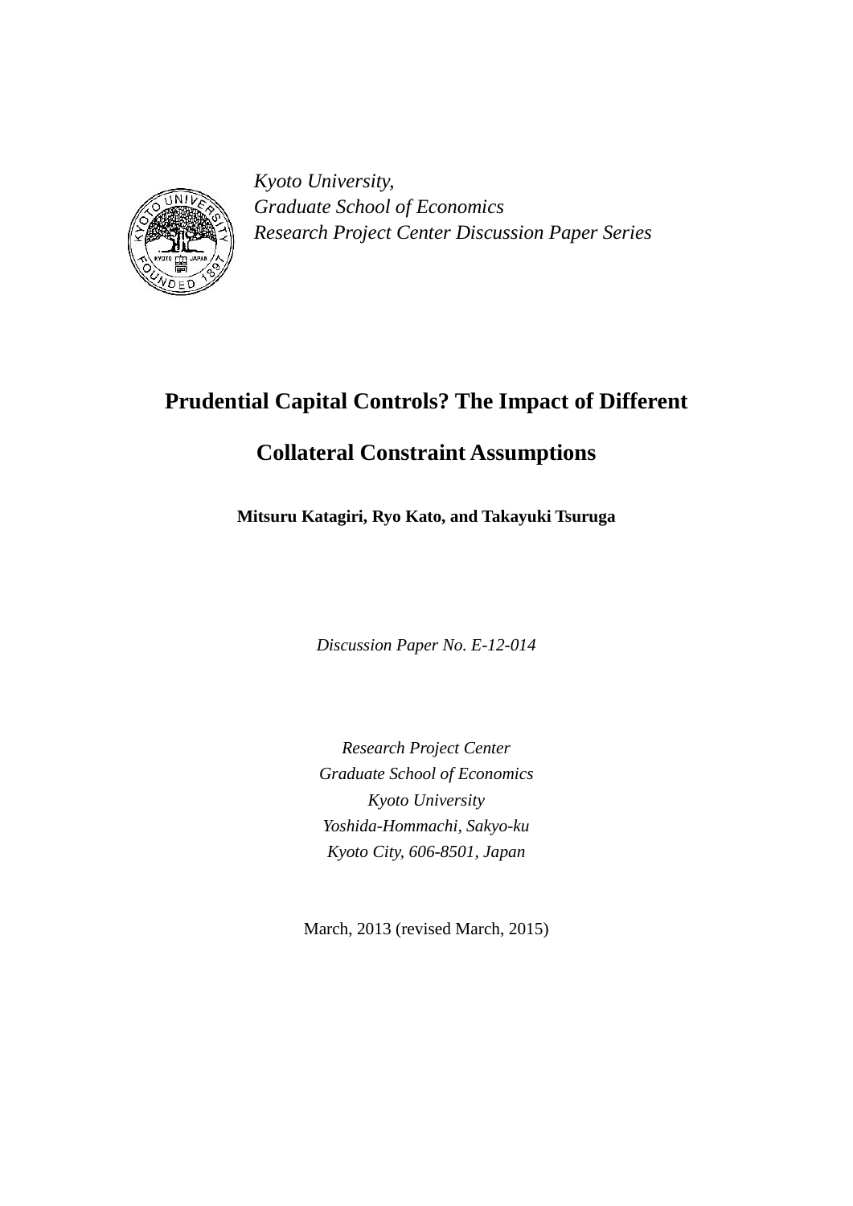*Kyoto University,*
*Graduate School of Economics*
*Research Project Center Discussion Paper Series*

# Prudential Capital Controls? The Impact of Different Collateral Constraint Assumptions

**Mitsuru Katagiri, Ryo Kato, and Takayuki Tsuruga**

*Discussion Paper No. E-12-014*

*Research Project Center*
*Graduate School of Economics*
*Kyoto University*
*Yoshida-Hommachi, Sakyo-ku*
*Kyoto City, 606-8501, Japan*

March, 2013 (revised March, 2015)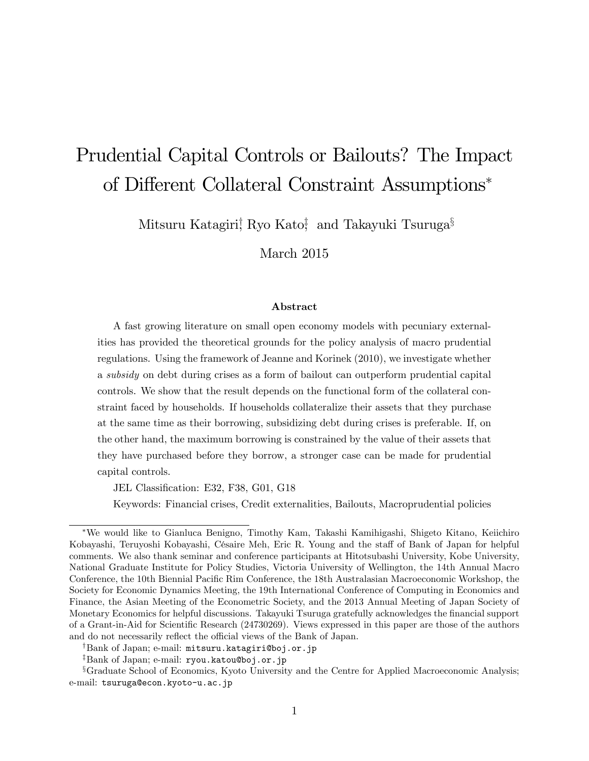# Prudential Capital Controls or Bailouts? The Impact of Different Collateral Constraint Assumptions*

Mitsuru Katagiri[†], Ryo Kato[‡], and Takayuki Tsuruga[§]

March 2015

### Abstract

A fast growing literature on small open economy models with pecuniary externalities has provided the theoretical grounds for the policy analysis of macro prudential regulations. Using the framework of Jeanne and Korinek (2010), we investigate whether a *subsidy* on debt during crises as a form of bailout can outperform prudential capital controls. We show that the result depends on the functional form of the collateral constraint faced by households. If households collateralize their assets that they purchase at the same time as their borrowing, subsidizing debt during crises is preferable. If, on the other hand, the maximum borrowing is constrained by the value of their assets that they have purchased before they borrow, a stronger case can be made for prudential capital controls.

JEL Classification: E32, F38, G01, G18

Keywords: Financial crises, Credit externalities, Bailouts, Macroprudential policies

---

*We would like to Gianluca Benigno, Timothy Kam, Takashi Kamihigashi, Shigeto Kitano, Keiichiro Kobayashi, Teruyoshi Kobayashi, Césaire Meh, Eric R. Young and the staff of Bank of Japan for helpful comments. We also thank seminar and conference participants at Hitotsubashi University, Kobe University, National Graduate Institute for Policy Studies, Victoria University of Wellington, the 14th Annual Macro Conference, the 10th Biennial Pacific Rim Conference, the 18th Australasian Macroeconomic Workshop, the Society for Economic Dynamics Meeting, the 19th International Conference of Computing in Economics and Finance, the Asian Meeting of the Econometric Society, and the 2013 Annual Meeting of Japan Society of Monetary Economics for helpful discussions. Takayuki Tsuruga gratefully acknowledges the financial support of a Grant-in-Aid for Scientific Research (24730269). Views expressed in this paper are those of the authors and do not necessarily reflect the official views of the Bank of Japan.

[†]Bank of Japan; e-mail: mitsuru.katagiri@boj.or.jp

[‡]Bank of Japan; e-mail: ryou.katou@boj.or.jp

[§]Graduate School of Economics, Kyoto University and the Centre for Applied Macroeconomic Analysis; e-mail: tsuruga@econ.kyoto-u.ac.jp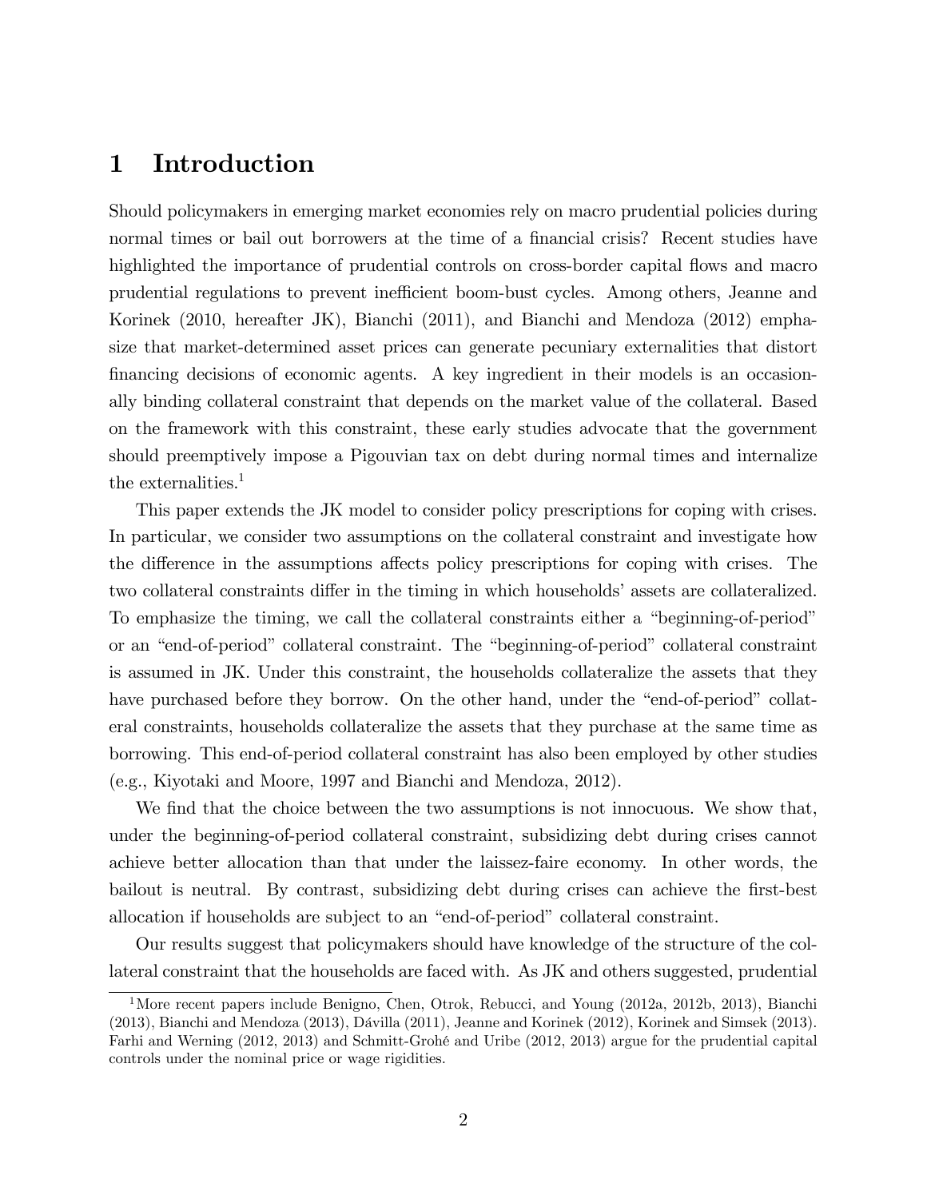# 1 Introduction

Should policymakers in emerging market economies rely on macro prudential policies during normal times or bail out borrowers at the time of a financial crisis? Recent studies have highlighted the importance of prudential controls on cross-border capital flows and macro prudential regulations to prevent inefficient boom-bust cycles. Among others, Jeanne and Korinek (2010, hereafter JK), Bianchi (2011), and Bianchi and Mendoza (2012) emphasize that market-determined asset prices can generate pecuniary externalities that distort financing decisions of economic agents. A key ingredient in their models is an occasionally binding collateral constraint that depends on the market value of the collateral. Based on the framework with this constraint, these early studies advocate that the government should preemptively impose a Pigouvian tax on debt during normal times and internalize the externalities.[1]

This paper extends the JK model to consider policy prescriptions for coping with crises. In particular, we consider two assumptions on the collateral constraint and investigate how the difference in the assumptions affects policy prescriptions for coping with crises. The two collateral constraints differ in the timing in which households' assets are collateralized. To emphasize the timing, we call the collateral constraints either a "beginning-of-period" or an "end-of-period" collateral constraint. The "beginning-of-period" collateral constraint is assumed in JK. Under this constraint, the households collateralize the assets that they have purchased before they borrow. On the other hand, under the "end-of-period" collateral constraints, households collateralize the assets that they purchase at the same time as borrowing. This end-of-period collateral constraint has also been employed by other studies (e.g., Kiyotaki and Moore, 1997 and Bianchi and Mendoza, 2012).

We find that the choice between the two assumptions is not innocuous. We show that, under the beginning-of-period collateral constraint, subsidizing debt during crises cannot achieve better allocation than that under the laissez-faire economy. In other words, the bailout is neutral. By contrast, subsidizing debt during crises can achieve the first-best allocation if households are subject to an "end-of-period" collateral constraint.

Our results suggest that policymakers should have knowledge of the structure of the collateral constraint that the households are faced with. As JK and others suggested, prudential

[1] More recent papers include Benigno, Chen, Otrok, Rebucci, and Young (2012a, 2012b, 2013), Bianchi (2013), Bianchi and Mendoza (2013), Dávilla (2011), Jeanne and Korinek (2012), Korinek and Simsek (2013). Farhi and Werning (2012, 2013) and Schmitt-Grohé and Uribe (2012, 2013) argue for the prudential capital controls under the nominal price or wage rigidities.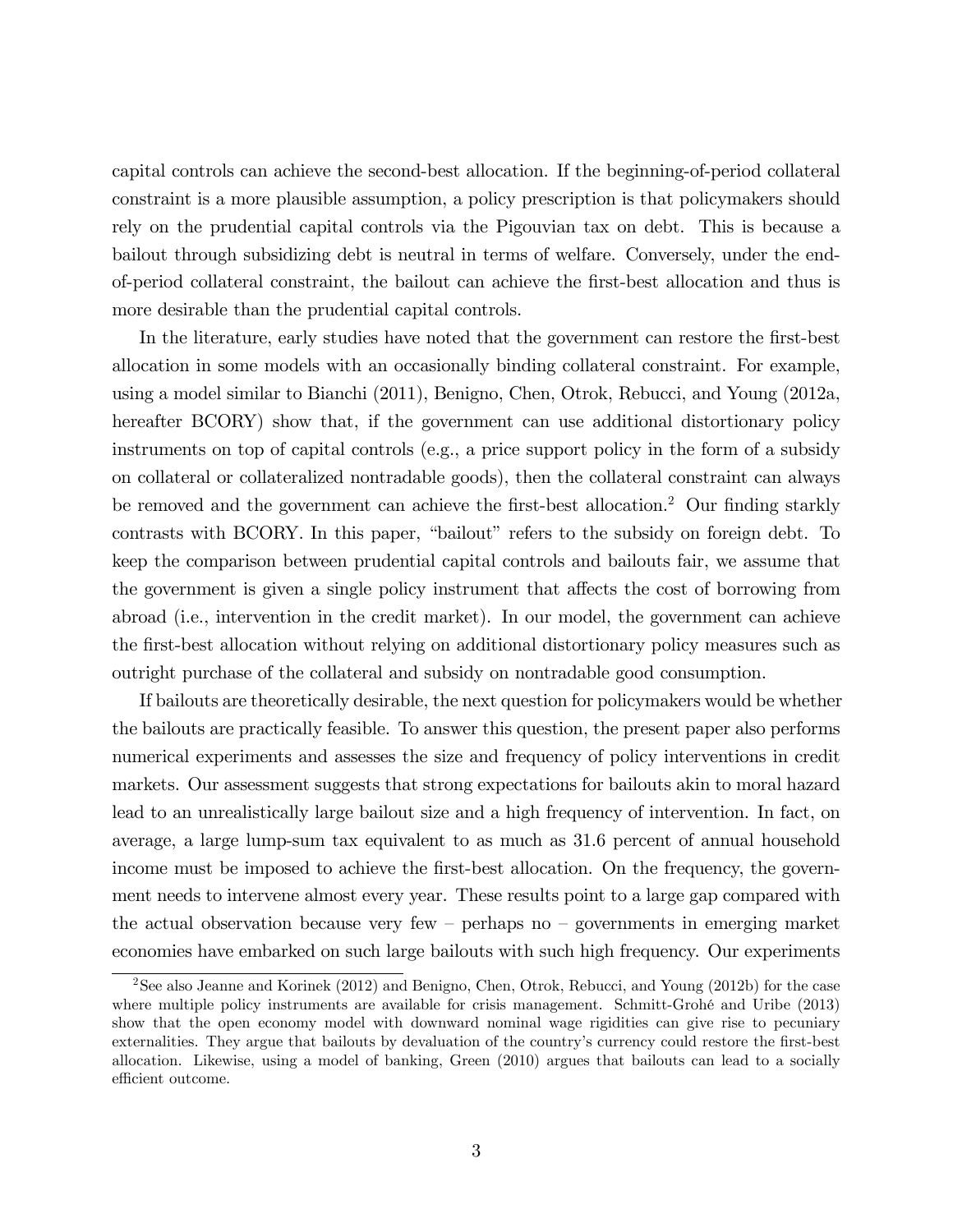capital controls can achieve the second-best allocation. If the beginning-of-period collateral constraint is a more plausible assumption, a policy prescription is that policymakers should rely on the prudential capital controls via the Pigouvian tax on debt. This is because a bailout through subsidizing debt is neutral in terms of welfare. Conversely, under the end-of-period collateral constraint, the bailout can achieve the first-best allocation and thus is more desirable than the prudential capital controls.

In the literature, early studies have noted that the government can restore the first-best allocation in some models with an occasionally binding collateral constraint. For example, using a model similar to Bianchi (2011), Benigno, Chen, Otrok, Rebucci, and Young (2012a, hereafter BCORY) show that, if the government can use additional distortionary policy instruments on top of capital controls (e.g., a price support policy in the form of a subsidy on collateral or collateralized nontradable goods), then the collateral constraint can always be removed and the government can achieve the first-best allocation.[2] Our finding starkly contrasts with BCORY. In this paper, "bailout" refers to the subsidy on foreign debt. To keep the comparison between prudential capital controls and bailouts fair, we assume that the government is given a single policy instrument that affects the cost of borrowing from abroad (i.e., intervention in the credit market). In our model, the government can achieve the first-best allocation without relying on additional distortionary policy measures such as outright purchase of the collateral and subsidy on nontradable good consumption.

If bailouts are theoretically desirable, the next question for policymakers would be whether the bailouts are practically feasible. To answer this question, the present paper also performs numerical experiments and assesses the size and frequency of policy interventions in credit markets. Our assessment suggests that strong expectations for bailouts akin to moral hazard lead to an unrealistically large bailout size and a high frequency of intervention. In fact, on average, a large lump-sum tax equivalent to as much as 31.6 percent of annual household income must be imposed to achieve the first-best allocation. On the frequency, the government needs to intervene almost every year. These results point to a large gap compared with the actual observation because very few – perhaps no – governments in emerging market economies have embarked on such large bailouts with such high frequency. Our experiments

[2] See also Jeanne and Korinek (2012) and Benigno, Chen, Otrok, Rebucci, and Young (2012b) for the case where multiple policy instruments are available for crisis management. Schmitt-Grohé and Uribe (2013) show that the open economy model with downward nominal wage rigidities can give rise to pecuniary externalities. They argue that bailouts by devaluation of the country's currency could restore the first-best allocation. Likewise, using a model of banking, Green (2010) argues that bailouts can lead to a socially efficient outcome.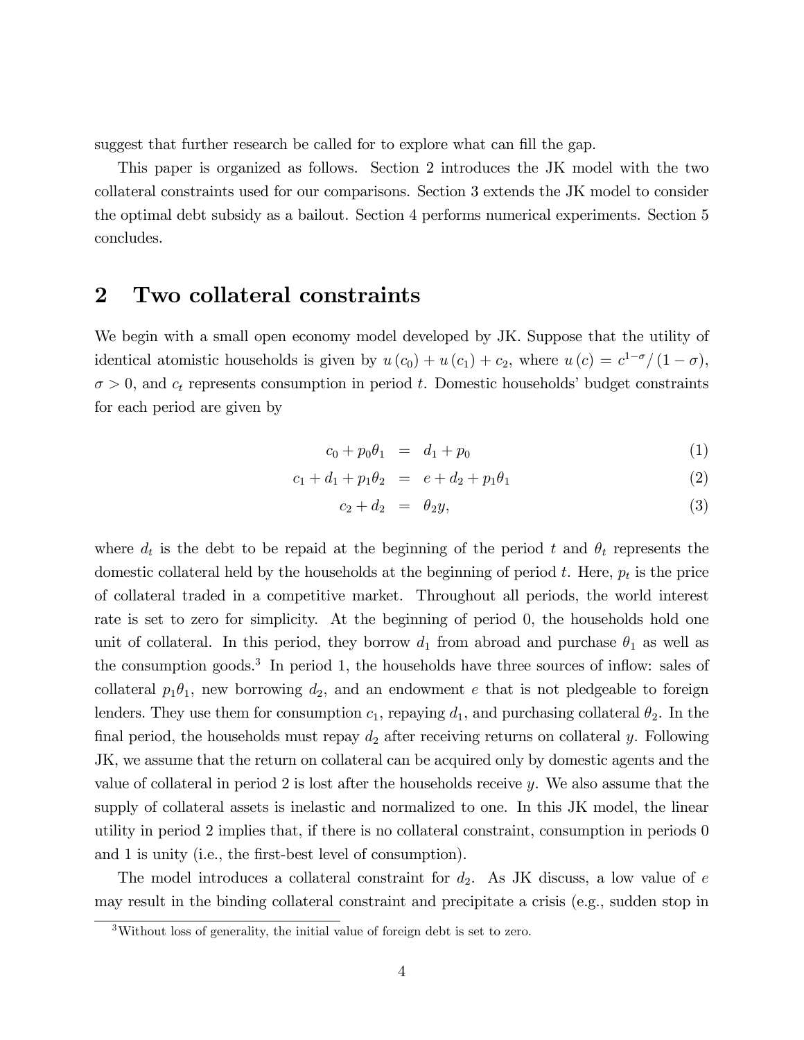suggest that further research be called for to explore what can fill the gap.

This paper is organized as follows. Section 2 introduces the JK model with the two collateral constraints used for our comparisons. Section 3 extends the JK model to consider the optimal debt subsidy as a bailout. Section 4 performs numerical experiments. Section 5 concludes.

## 2 Two collateral constraints

We begin with a small open economy model developed by JK. Suppose that the utility of identical atomistic households is given by $u(c_0) + u(c_1) + c_2$, where $u(c) = c^{1-\sigma}/(1-\sigma)$, $\sigma > 0$, and $c_t$ represents consumption in period $t$. Domestic households' budget constraints for each period are given by

$$c_0 + p_0\theta_1 = d_1 + p_0 \tag{1}$$

$$c_1 + d_1 + p_1\theta_2 = e + d_2 + p_1\theta_1 \tag{2}$$

$$c_2 + d_2 = \theta_2 y, \tag{3}$$

where $d_t$ is the debt to be repaid at the beginning of the period $t$ and $\theta_t$ represents the domestic collateral held by the households at the beginning of period $t$. Here, $p_t$ is the price of collateral traded in a competitive market. Throughout all periods, the world interest rate is set to zero for simplicity. At the beginning of period 0, the households hold one unit of collateral. In this period, they borrow $d_1$ from abroad and purchase $\theta_1$ as well as the consumption goods.[3] In period 1, the households have three sources of inflow: sales of collateral $p_1\theta_1$, new borrowing $d_2$, and an endowment $e$ that is not pledgeable to foreign lenders. They use them for consumption $c_1$, repaying $d_1$, and purchasing collateral $\theta_2$. In the final period, the households must repay $d_2$ after receiving returns on collateral $y$. Following JK, we assume that the return on collateral can be acquired only by domestic agents and the value of collateral in period 2 is lost after the households receive $y$. We also assume that the supply of collateral assets is inelastic and normalized to one. In this JK model, the linear utility in period 2 implies that, if there is no collateral constraint, consumption in periods 0 and 1 is unity (i.e., the first-best level of consumption).

The model introduces a collateral constraint for $d_2$. As JK discuss, a low value of $e$ may result in the binding collateral constraint and precipitate a crisis (e.g., sudden stop in

[3] Without loss of generality, the initial value of foreign debt is set to zero.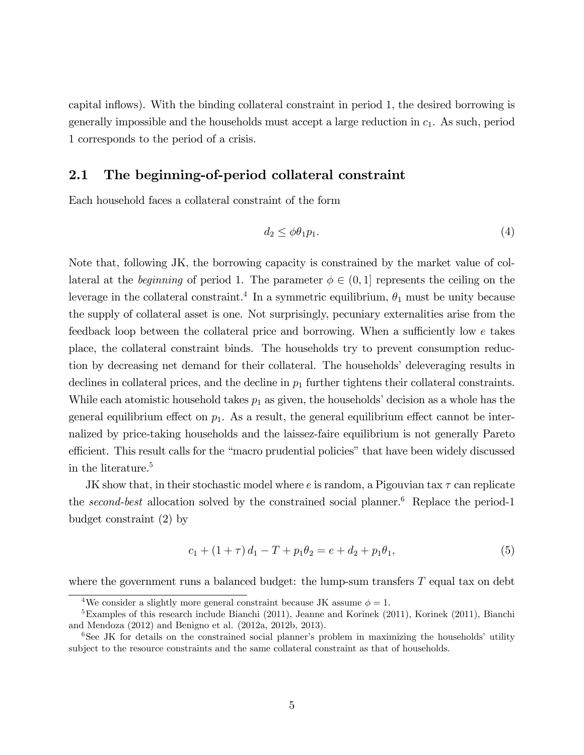capital inflows). With the binding collateral constraint in period 1, the desired borrowing is generally impossible and the households must accept a large reduction in $c_1$. As such, period 1 corresponds to the period of a crisis.

## 2.1 The beginning-of-period collateral constraint

Each household faces a collateral constraint of the form

$$d_2 \leq \phi \theta_1 p_1. \tag{4}$$

Note that, following JK, the borrowing capacity is constrained by the market value of collateral at the *beginning* of period 1. The parameter $\phi \in (0, 1]$ represents the ceiling on the leverage in the collateral constraint.[4] In a symmetric equilibrium, $\theta_1$ must be unity because the supply of collateral asset is one. Not surprisingly, pecuniary externalities arise from the feedback loop between the collateral price and borrowing. When a sufficiently low $e$ takes place, the collateral constraint binds. The households try to prevent consumption reduction by decreasing net demand for their collateral. The households' deleveraging results in declines in collateral prices, and the decline in $p_1$ further tightens their collateral constraints. While each atomistic household takes $p_1$ as given, the households' decision as a whole has the general equilibrium effect on $p_1$. As a result, the general equilibrium effect cannot be internalized by price-taking households and the laissez-faire equilibrium is not generally Pareto efficient. This result calls for the "macro prudential policies" that have been widely discussed in the literature.[5]

JK show that, in their stochastic model where $e$ is random, a Pigouvian tax $\tau$ can replicate the *second-best* allocation solved by the constrained social planner.[6] Replace the period-1 budget constraint (2) by

$$c_1 + (1 + \tau) d_1 - T + p_1 \theta_2 = e + d_2 + p_1 \theta_1, \tag{5}$$

where the government runs a balanced budget: the lump-sum transfers $T$ equal tax on debt

[4] We consider a slightly more general constraint because JK assume $\phi = 1$.

[5] Examples of this research include Bianchi (2011), Jeanne and Korinek (2011), Korinek (2011), Bianchi and Mendoza (2012) and Benigno et al. (2012a, 2012b, 2013).

[6] See JK for details on the constrained social planner's problem in maximizing the households' utility subject to the resource constraints and the same collateral constraint as that of households.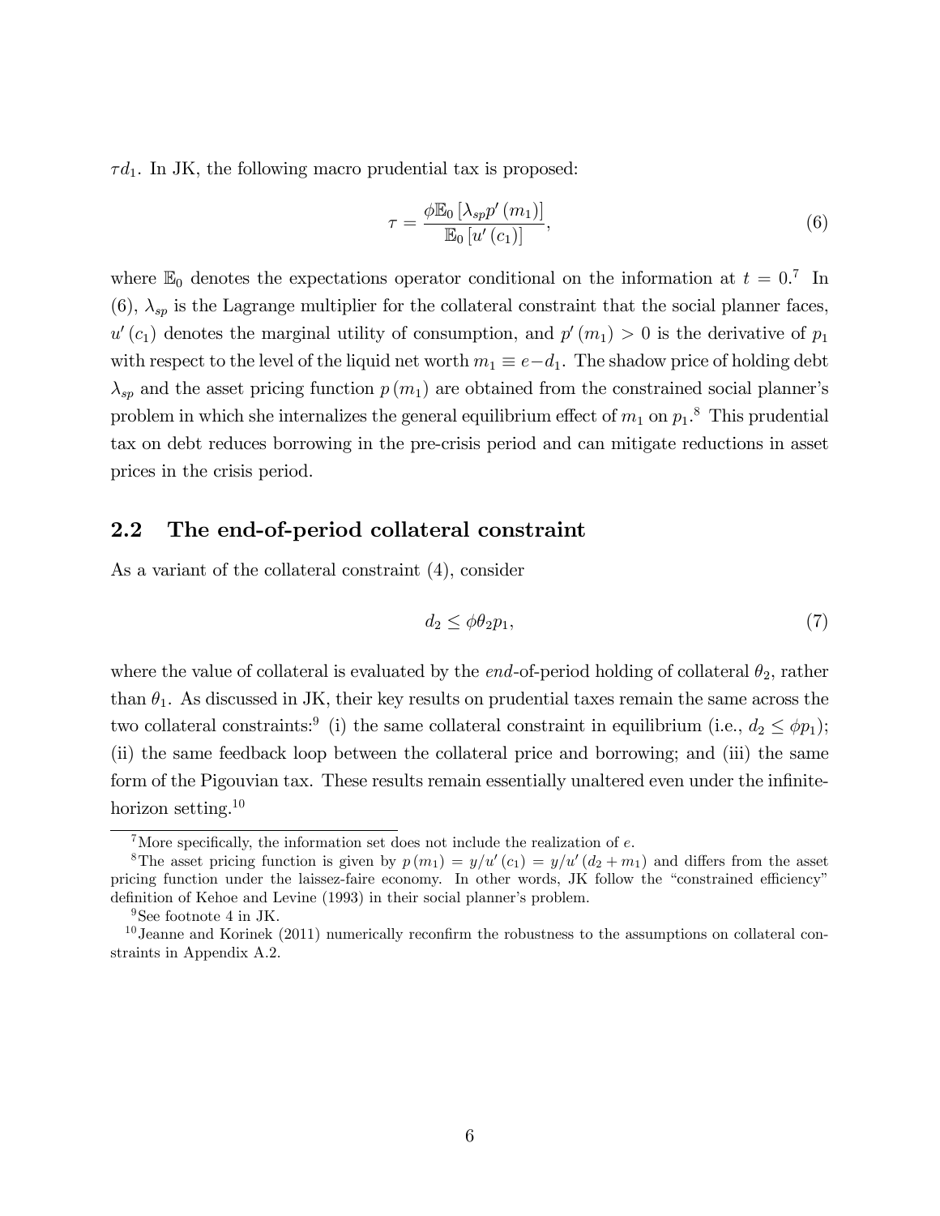$\tau d_1$. In JK, the following macro prudential tax is proposed:

$$\tau = \frac{\phi \mathbb{E}_0 \left[\lambda_{sp} p'(m_1)\right]}{\mathbb{E}_0 \left[u'(c_1)\right]}, \tag{6}$$

where $\mathbb{E}_0$ denotes the expectations operator conditional on the information at $t = 0$.[7] In (6), $\lambda_{sp}$ is the Lagrange multiplier for the collateral constraint that the social planner faces, $u'(c_1)$ denotes the marginal utility of consumption, and $p'(m_1) > 0$ is the derivative of $p_1$ with respect to the level of the liquid net worth $m_1 \equiv e - d_1$. The shadow price of holding debt $\lambda_{sp}$ and the asset pricing function $p(m_1)$ are obtained from the constrained social planner's problem in which she internalizes the general equilibrium effect of $m_1$ on $p_1$.[8] This prudential tax on debt reduces borrowing in the pre-crisis period and can mitigate reductions in asset prices in the crisis period.

## 2.2 The end-of-period collateral constraint

As a variant of the collateral constraint (4), consider

$$d_2 \leq \phi \theta_2 p_1, \tag{7}$$

where the value of collateral is evaluated by the *end*-of-period holding of collateral $\theta_2$, rather than $\theta_1$. As discussed in JK, their key results on prudential taxes remain the same across the two collateral constraints:[9] (i) the same collateral constraint in equilibrium (i.e., $d_2 \leq \phi p_1$); (ii) the same feedback loop between the collateral price and borrowing; and (iii) the same form of the Pigouvian tax. These results remain essentially unaltered even under the infinite-horizon setting.[10]

---

[7] More specifically, the information set does not include the realization of $e$.

[8] The asset pricing function is given by $p(m_1) = y/u'(c_1) = y/u'(d_2 + m_1)$ and differs from the asset pricing function under the laissez-faire economy. In other words, JK follow the "constrained efficiency" definition of Kehoe and Levine (1993) in their social planner's problem.

[9] See footnote 4 in JK.

[10] Jeanne and Korinek (2011) numerically reconfirm the robustness to the assumptions on collateral constraints in Appendix A.2.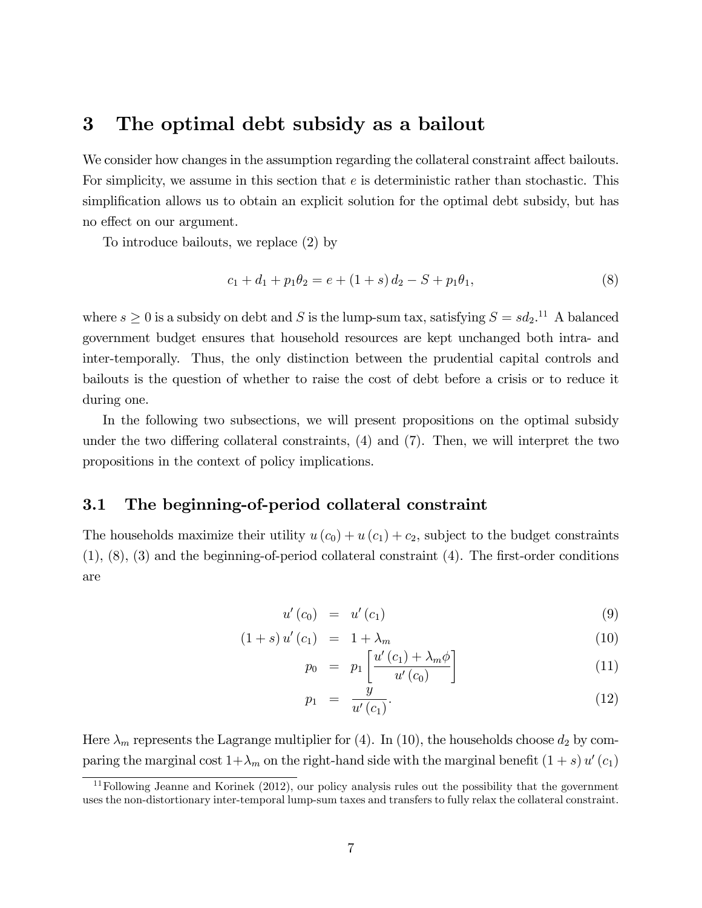# 3 The optimal debt subsidy as a bailout

We consider how changes in the assumption regarding the collateral constraint affect bailouts. For simplicity, we assume in this section that $e$ is deterministic rather than stochastic. This simplification allows us to obtain an explicit solution for the optimal debt subsidy, but has no effect on our argument.

To introduce bailouts, we replace (2) by

$$c_1 + d_1 + p_1\theta_2 = e + (1+s)\,d_2 - S + p_1\theta_1, \tag{8}$$

where $s \geq 0$ is a subsidy on debt and $S$ is the lump-sum tax, satisfying $S = sd_2$.[11] A balanced government budget ensures that household resources are kept unchanged both intra- and inter-temporally. Thus, the only distinction between the prudential capital controls and bailouts is the question of whether to raise the cost of debt before a crisis or to reduce it during one.

In the following two subsections, we will present propositions on the optimal subsidy under the two differing collateral constraints, (4) and (7). Then, we will interpret the two propositions in the context of policy implications.

## 3.1 The beginning-of-period collateral constraint

The households maximize their utility $u(c_0) + u(c_1) + c_2$, subject to the budget constraints (1), (8), (3) and the beginning-of-period collateral constraint (4). The first-order conditions are

$$u'(c_0) = u'(c_1) \tag{9}$$

$$(1+s)\,u'(c_1) = 1 + \lambda_m \tag{10}$$

$$p_0 = p_1\left[\frac{u'(c_1) + \lambda_m\phi}{u'(c_0)}\right] \tag{11}$$

$$p_1 = \frac{y}{u'(c_1)}. \tag{12}$$

Here $\lambda_m$ represents the Lagrange multiplier for (4). In (10), the households choose $d_2$ by comparing the marginal cost $1+\lambda_m$ on the right-hand side with the marginal benefit $(1+s)\,u'(c_1)$

[11] Following Jeanne and Korinek (2012), our policy analysis rules out the possibility that the government uses the non-distortionary inter-temporal lump-sum taxes and transfers to fully relax the collateral constraint.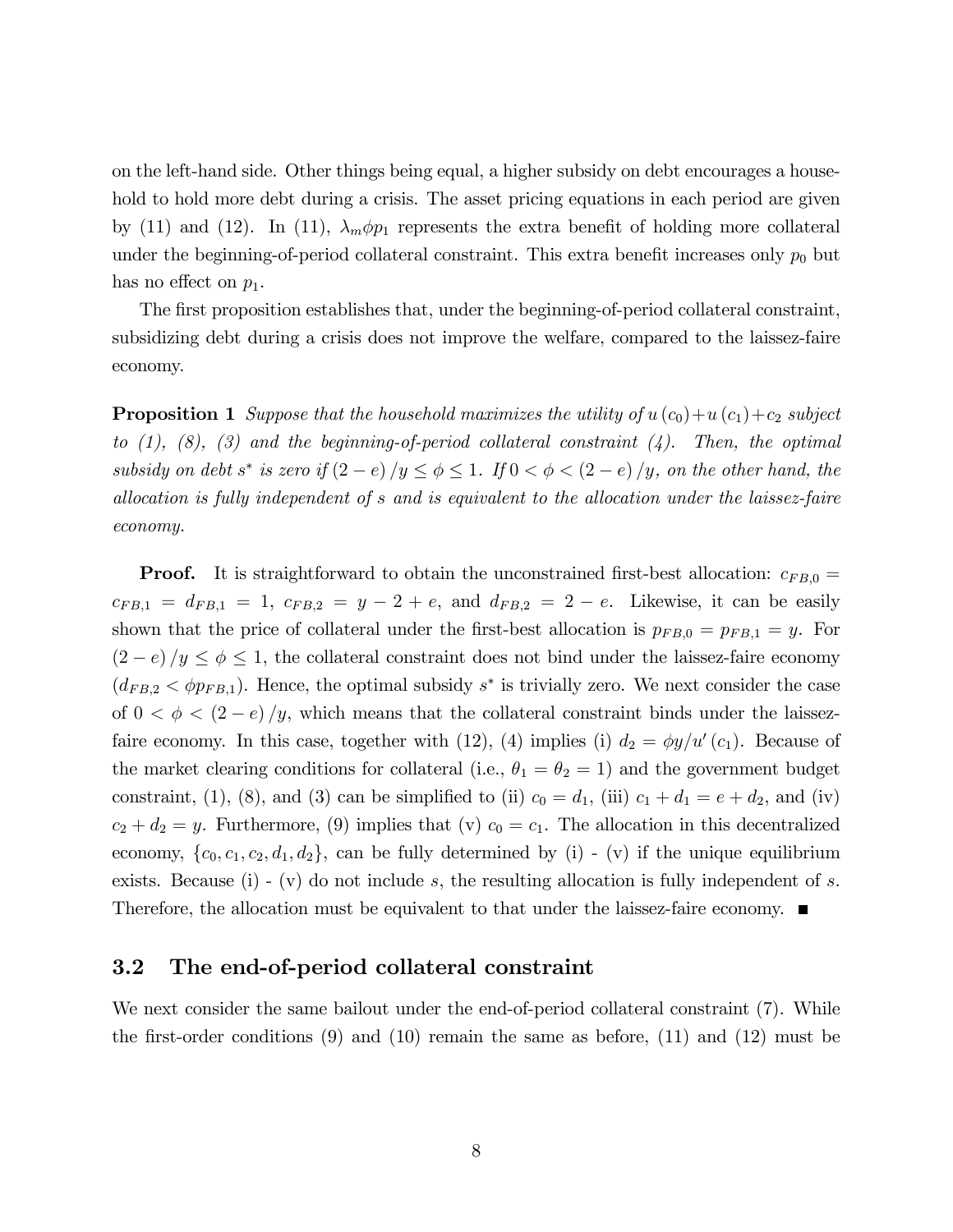on the left-hand side. Other things being equal, a higher subsidy on debt encourages a household to hold more debt during a crisis. The asset pricing equations in each period are given by (11) and (12). In (11), $\lambda_m \phi p_1$ represents the extra benefit of holding more collateral under the beginning-of-period collateral constraint. This extra benefit increases only $p_0$ but has no effect on $p_1$.

The first proposition establishes that, under the beginning-of-period collateral constraint, subsidizing debt during a crisis does not improve the welfare, compared to the laissez-faire economy.

**Proposition 1** *Suppose that the household maximizes the utility of $u(c_0) + u(c_1) + c_2$ subject to (1), (8), (3) and the beginning-of-period collateral constraint (4). Then, the optimal subsidy on debt $s^*$ is zero if $(2 - e)/y \leq \phi \leq 1$. If $0 < \phi < (2 - e)/y$, on the other hand, the allocation is fully independent of $s$ and is equivalent to the allocation under the laissez-faire economy.*

**Proof.** It is straightforward to obtain the unconstrained first-best allocation: $c_{FB,0} = c_{FB,1} = d_{FB,1} = 1$, $c_{FB,2} = y - 2 + e$, and $d_{FB,2} = 2 - e$. Likewise, it can be easily shown that the price of collateral under the first-best allocation is $p_{FB,0} = p_{FB,1} = y$. For $(2 - e)/y \leq \phi \leq 1$, the collateral constraint does not bind under the laissez-faire economy ($d_{FB,2} < \phi p_{FB,1}$). Hence, the optimal subsidy $s^*$ is trivially zero. We next consider the case of $0 < \phi < (2 - e)/y$, which means that the collateral constraint binds under the laissez-faire economy. In this case, together with (12), (4) implies (i) $d_2 = \phi y / u'(c_1)$. Because of the market clearing conditions for collateral (i.e., $\theta_1 = \theta_2 = 1$) and the government budget constraint, (1), (8), and (3) can be simplified to (ii) $c_0 = d_1$, (iii) $c_1 + d_1 = e + d_2$, and (iv) $c_2 + d_2 = y$. Furthermore, (9) implies that (v) $c_0 = c_1$. The allocation in this decentralized economy, $\{c_0, c_1, c_2, d_1, d_2\}$, can be fully determined by (i) - (v) if the unique equilibrium exists. Because (i) - (v) do not include $s$, the resulting allocation is fully independent of $s$. Therefore, the allocation must be equivalent to that under the laissez-faire economy. ∎

## 3.2 The end-of-period collateral constraint

We next consider the same bailout under the end-of-period collateral constraint (7). While the first-order conditions (9) and (10) remain the same as before, (11) and (12) must be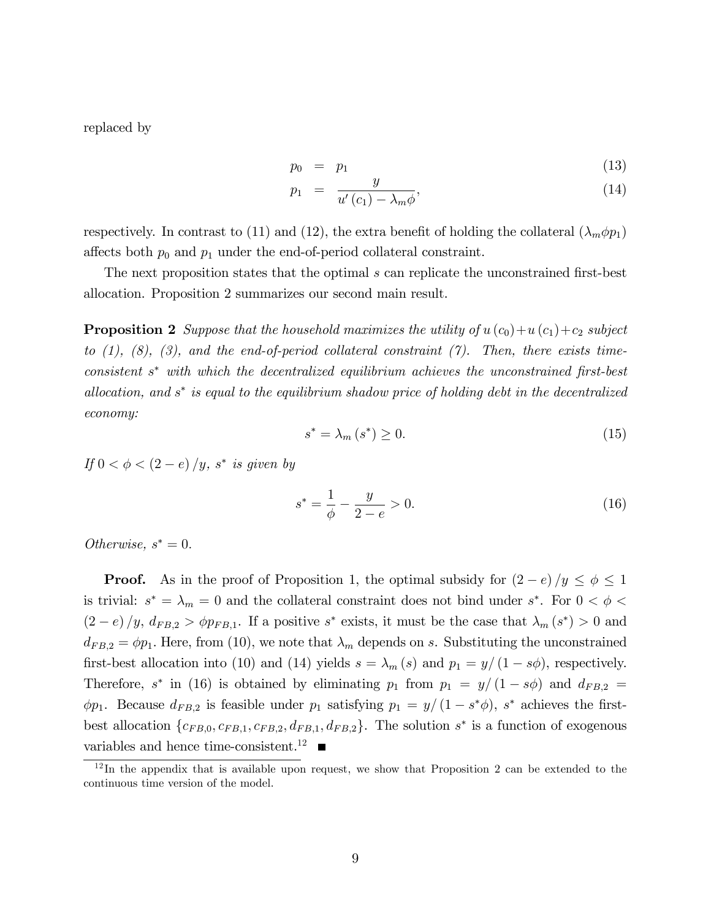replaced by

$$
\begin{aligned}
p_0 &= p_1 & (13)\\
p_1 &= \frac{y}{u'(c_1) - \lambda_m \phi}, & (14)
\end{aligned}
$$

respectively. In contrast to (11) and (12), the extra benefit of holding the collateral ($\lambda_m \phi p_1$) affects both $p_0$ and $p_1$ under the end-of-period collateral constraint.

The next proposition states that the optimal $s$ can replicate the unconstrained first-best allocation. Proposition 2 summarizes our second main result.

**Proposition 2** *Suppose that the household maximizes the utility of $u(c_0)+u(c_1)+c_2$ subject to (1), (8), (3), and the end-of-period collateral constraint (7). Then, there exists time-consistent $s^*$ with which the decentralized equilibrium achieves the unconstrained first-best allocation, and $s^*$ is equal to the equilibrium shadow price of holding debt in the decentralized economy:*

$$
s^* = \lambda_m(s^*) \geq 0. \tag{15}
$$

*If $0 < \phi < (2-e)/y$, $s^*$ is given by*

$$
s^* = \frac{1}{\phi} - \frac{y}{2-e} > 0. \tag{16}
$$

*Otherwise, $s^* = 0$.*

**Proof.** As in the proof of Proposition 1, the optimal subsidy for $(2-e)/y \leq \phi \leq 1$ is trivial: $s^* = \lambda_m = 0$ and the collateral constraint does not bind under $s^*$. For $0 < \phi < (2-e)/y$, $d_{FB,2} > \phi p_{FB,1}$. If a positive $s^*$ exists, it must be the case that $\lambda_m(s^*) > 0$ and $d_{FB,2} = \phi p_1$. Here, from (10), we note that $\lambda_m$ depends on $s$. Substituting the unconstrained first-best allocation into (10) and (14) yields $s = \lambda_m(s)$ and $p_1 = y/(1-s\phi)$, respectively. Therefore, $s^*$ in (16) is obtained by eliminating $p_1$ from $p_1 = y/(1-s\phi)$ and $d_{FB,2} = \phi p_1$. Because $d_{FB,2}$ is feasible under $p_1$ satisfying $p_1 = y/(1-s^*\phi)$, $s^*$ achieves the first-best allocation $\{c_{FB,0}, c_{FB,1}, c_{FB,2}, d_{FB,1}, d_{FB,2}\}$. The solution $s^*$ is a function of exogenous variables and hence time-consistent.[12] ■

[12] In the appendix that is available upon request, we show that Proposition 2 can be extended to the continuous time version of the model.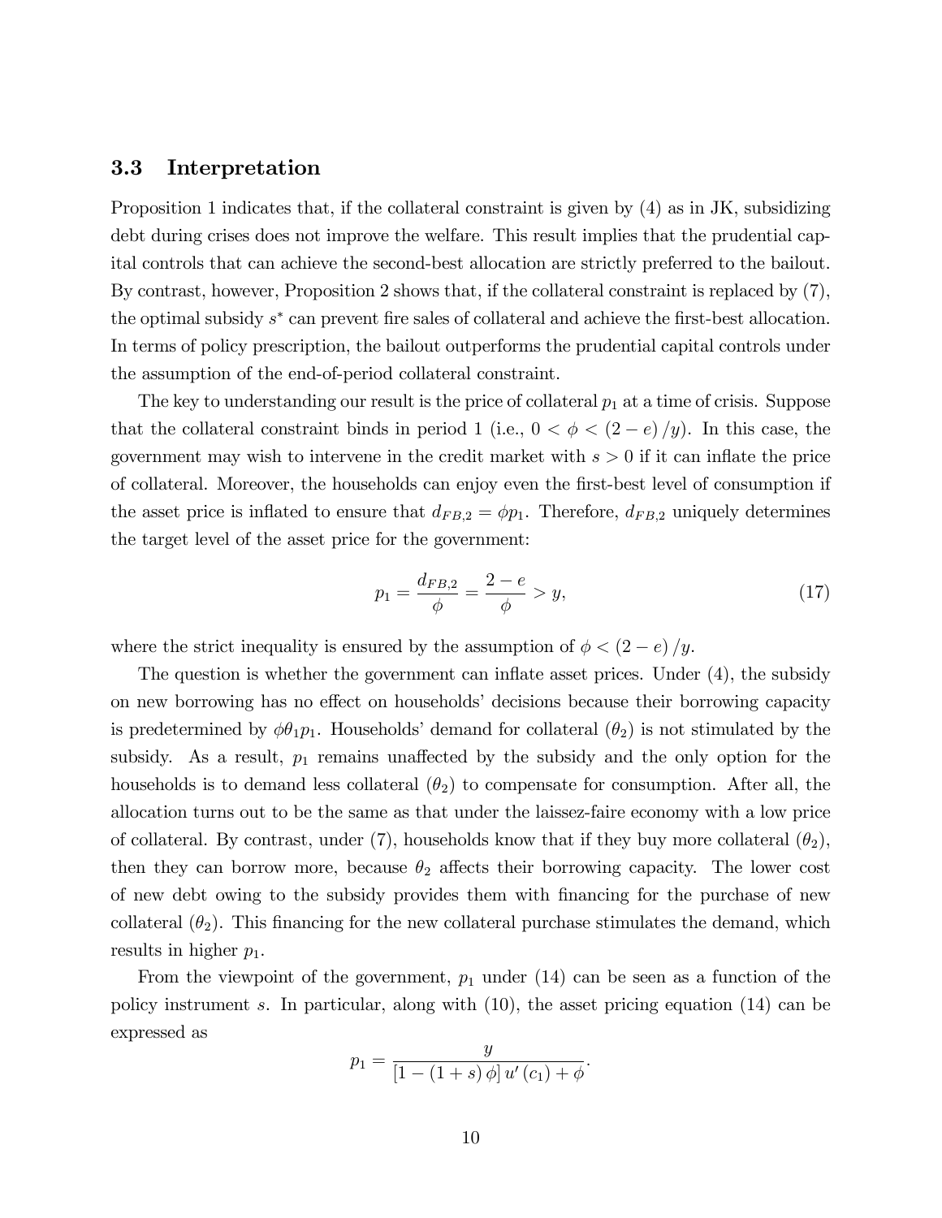### 3.3 Interpretation

Proposition 1 indicates that, if the collateral constraint is given by (4) as in JK, subsidizing debt during crises does not improve the welfare. This result implies that the prudential capital controls that can achieve the second-best allocation are strictly preferred to the bailout. By contrast, however, Proposition 2 shows that, if the collateral constraint is replaced by (7), the optimal subsidy $s^*$ can prevent fire sales of collateral and achieve the first-best allocation. In terms of policy prescription, the bailout outperforms the prudential capital controls under the assumption of the end-of-period collateral constraint.

The key to understanding our result is the price of collateral $p_1$ at a time of crisis. Suppose that the collateral constraint binds in period 1 (i.e., $0 < \phi < (2 - e)/y$). In this case, the government may wish to intervene in the credit market with $s > 0$ if it can inflate the price of collateral. Moreover, the households can enjoy even the first-best level of consumption if the asset price is inflated to ensure that $d_{FB,2} = \phi p_1$. Therefore, $d_{FB,2}$ uniquely determines the target level of the asset price for the government:

$$p_1 = \frac{d_{FB,2}}{\phi} = \frac{2 - e}{\phi} > y, \tag{17}$$

where the strict inequality is ensured by the assumption of $\phi < (2 - e)/y$.

The question is whether the government can inflate asset prices. Under (4), the subsidy on new borrowing has no effect on households' decisions because their borrowing capacity is predetermined by $\phi\theta_1 p_1$. Households' demand for collateral ($\theta_2$) is not stimulated by the subsidy. As a result, $p_1$ remains unaffected by the subsidy and the only option for the households is to demand less collateral ($\theta_2$) to compensate for consumption. After all, the allocation turns out to be the same as that under the laissez-faire economy with a low price of collateral. By contrast, under (7), households know that if they buy more collateral ($\theta_2$), then they can borrow more, because $\theta_2$ affects their borrowing capacity. The lower cost of new debt owing to the subsidy provides them with financing for the purchase of new collateral ($\theta_2$). This financing for the new collateral purchase stimulates the demand, which results in higher $p_1$.

From the viewpoint of the government, $p_1$ under (14) can be seen as a function of the policy instrument $s$. In particular, along with (10), the asset pricing equation (14) can be expressed as

$$p_1 = \frac{y}{[1 - (1 + s)\phi]\, u'(c_1) + \phi}.$$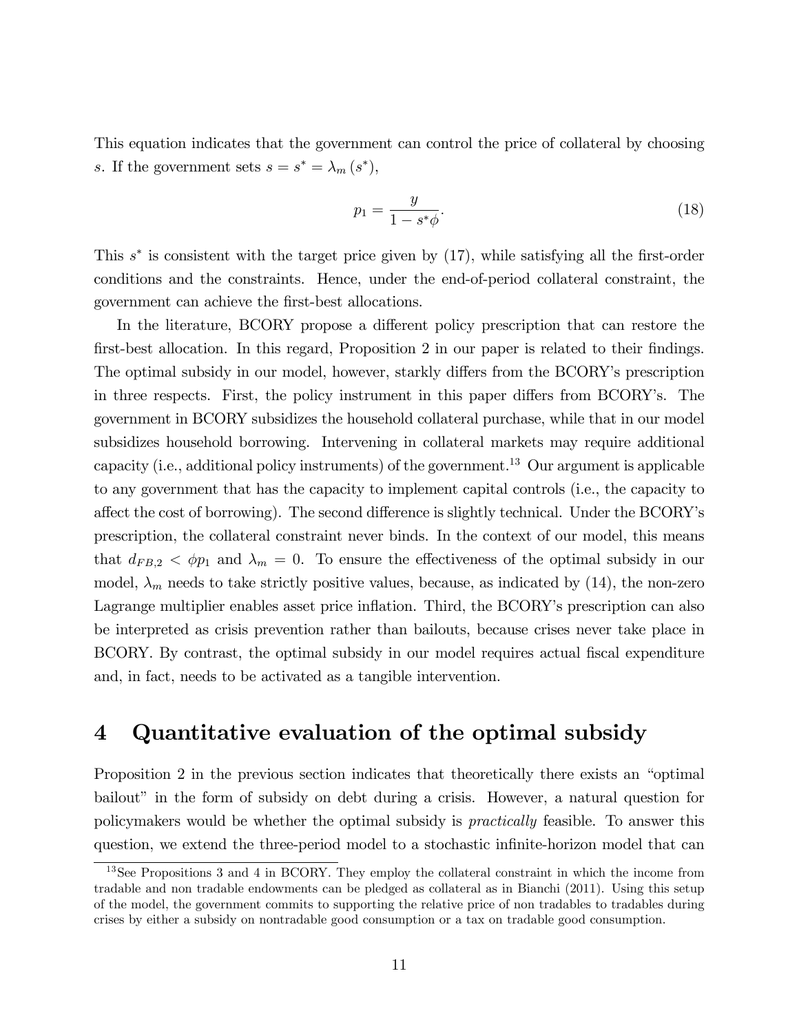This equation indicates that the government can control the price of collateral by choosing $s$. If the government sets $s = s^* = \lambda_m(s^*)$,

$$p_1 = \frac{y}{1 - s^* \phi}. \tag{18}$$

This $s^*$ is consistent with the target price given by (17), while satisfying all the first-order conditions and the constraints. Hence, under the end-of-period collateral constraint, the government can achieve the first-best allocations.

In the literature, BCORY propose a different policy prescription that can restore the first-best allocation. In this regard, Proposition 2 in our paper is related to their findings. The optimal subsidy in our model, however, starkly differs from the BCORY's prescription in three respects. First, the policy instrument in this paper differs from BCORY's. The government in BCORY subsidizes the household collateral purchase, while that in our model subsidizes household borrowing. Intervening in collateral markets may require additional capacity (i.e., additional policy instruments) of the government.[13] Our argument is applicable to any government that has the capacity to implement capital controls (i.e., the capacity to affect the cost of borrowing). The second difference is slightly technical. Under the BCORY's prescription, the collateral constraint never binds. In the context of our model, this means that $d_{FB,2} < \phi p_1$ and $\lambda_m = 0$. To ensure the effectiveness of the optimal subsidy in our model, $\lambda_m$ needs to take strictly positive values, because, as indicated by (14), the non-zero Lagrange multiplier enables asset price inflation. Third, the BCORY's prescription can also be interpreted as crisis prevention rather than bailouts, because crises never take place in BCORY. By contrast, the optimal subsidy in our model requires actual fiscal expenditure and, in fact, needs to be activated as a tangible intervention.

# 4 Quantitative evaluation of the optimal subsidy

Proposition 2 in the previous section indicates that theoretically there exists an "optimal bailout" in the form of subsidy on debt during a crisis. However, a natural question for policymakers would be whether the optimal subsidy is *practically* feasible. To answer this question, we extend the three-period model to a stochastic infinite-horizon model that can

[13] See Propositions 3 and 4 in BCORY. They employ the collateral constraint in which the income from tradable and non tradable endowments can be pledged as collateral as in Bianchi (2011). Using this setup of the model, the government commits to supporting the relative price of non tradables to tradables during crises by either a subsidy on nontradable good consumption or a tax on tradable good consumption.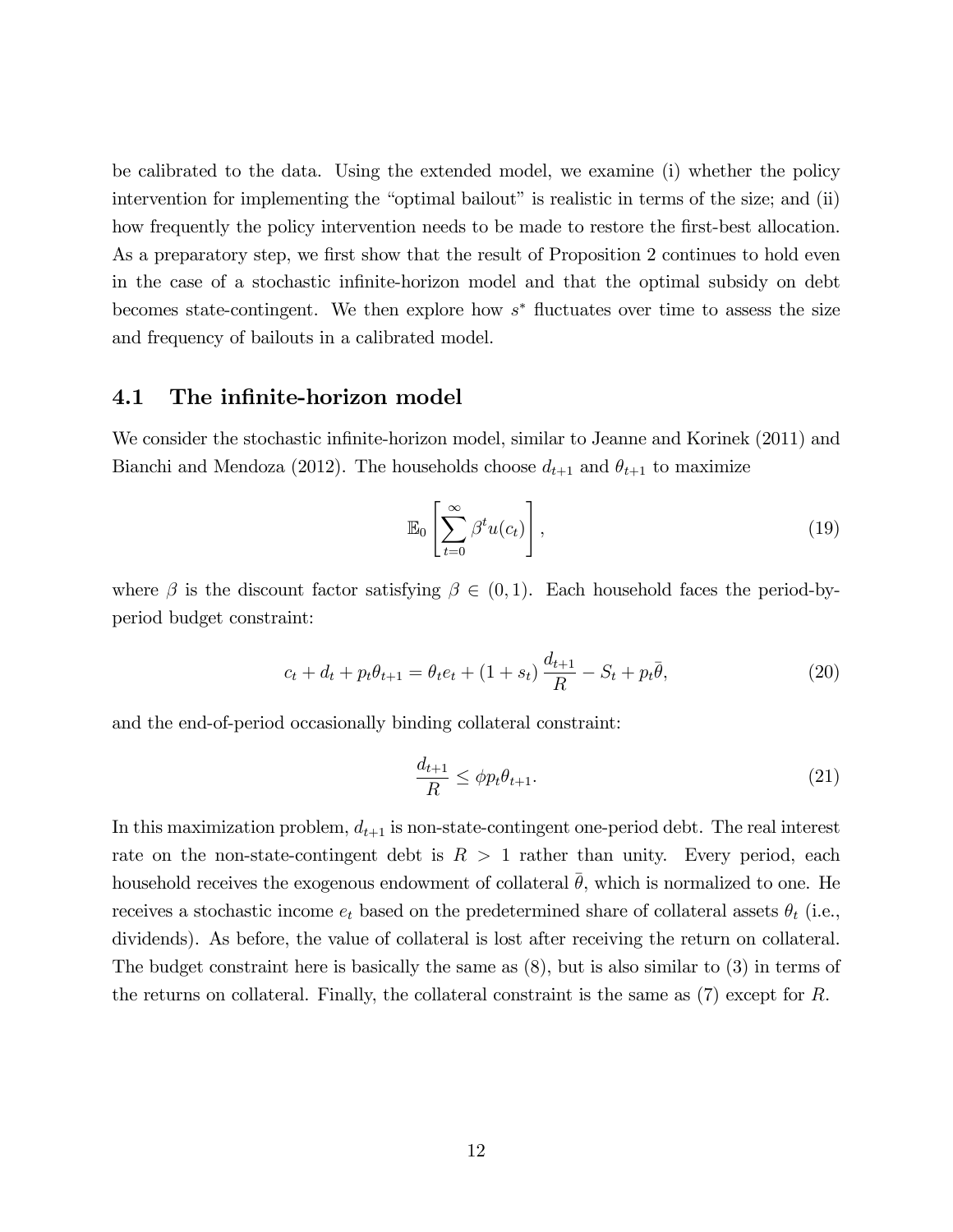be calibrated to the data. Using the extended model, we examine (i) whether the policy intervention for implementing the "optimal bailout" is realistic in terms of the size; and (ii) how frequently the policy intervention needs to be made to restore the first-best allocation. As a preparatory step, we first show that the result of Proposition 2 continues to hold even in the case of a stochastic infinite-horizon model and that the optimal subsidy on debt becomes state-contingent. We then explore how $s^*$ fluctuates over time to assess the size and frequency of bailouts in a calibrated model.

## 4.1 The infinite-horizon model

We consider the stochastic infinite-horizon model, similar to Jeanne and Korinek (2011) and Bianchi and Mendoza (2012). The households choose $d_{t+1}$ and $\theta_{t+1}$ to maximize

$$\mathbb{E}_0\left[\sum_{t=0}^{\infty}\beta^t u(c_t)\right], \tag{19}$$

where $\beta$ is the discount factor satisfying $\beta \in (0,1)$. Each household faces the period-by-period budget constraint:

$$c_t + d_t + p_t\theta_{t+1} = \theta_t e_t + (1+s_t)\frac{d_{t+1}}{R} - S_t + p_t\bar{\theta}, \tag{20}$$

and the end-of-period occasionally binding collateral constraint:

$$\frac{d_{t+1}}{R} \leq \phi p_t \theta_{t+1}. \tag{21}$$

In this maximization problem, $d_{t+1}$ is non-state-contingent one-period debt. The real interest rate on the non-state-contingent debt is $R > 1$ rather than unity. Every period, each household receives the exogenous endowment of collateral $\bar{\theta}$, which is normalized to one. He receives a stochastic income $e_t$ based on the predetermined share of collateral assets $\theta_t$ (i.e., dividends). As before, the value of collateral is lost after receiving the return on collateral. The budget constraint here is basically the same as (8), but is also similar to (3) in terms of the returns on collateral. Finally, the collateral constraint is the same as (7) except for $R$.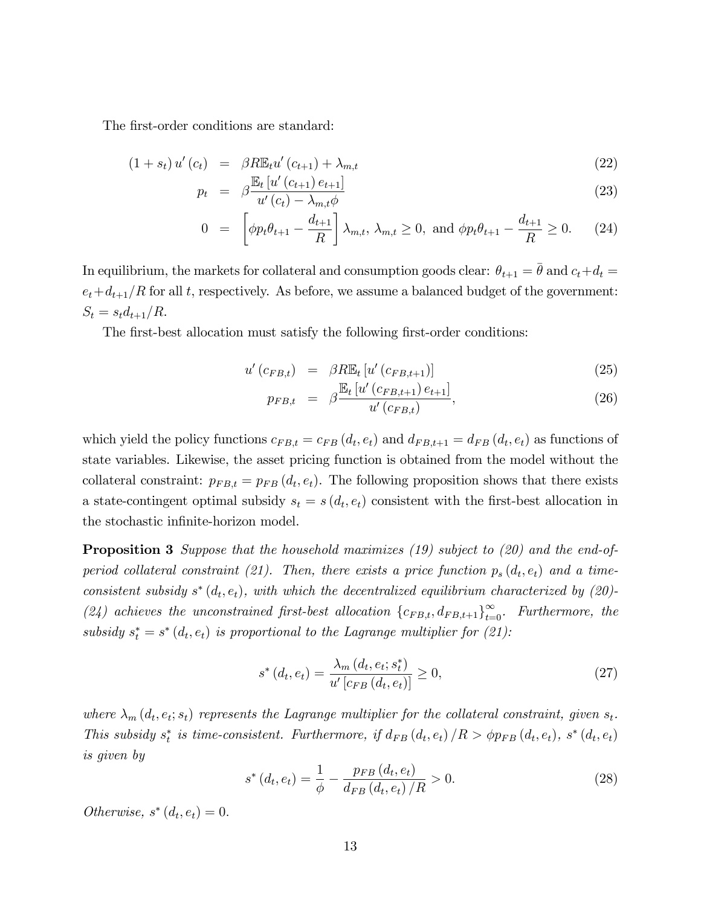The first-order conditions are standard:

$$
\begin{aligned}
(1+s_t)\,u'(c_t) &= \beta R \mathbb{E}_t u'(c_{t+1}) + \lambda_{m,t} && (22)\\
p_t &= \beta \frac{\mathbb{E}_t\left[u'(c_{t+1})\,e_{t+1}\right]}{u'(c_t) - \lambda_{m,t}\phi} && (23)\\
0 &= \left[\phi p_t \theta_{t+1} - \frac{d_{t+1}}{R}\right]\lambda_{m,t},\ \lambda_{m,t} \geq 0,\ \text{and}\ \phi p_t \theta_{t+1} - \frac{d_{t+1}}{R} \geq 0. && (24)
\end{aligned}
$$

In equilibrium, the markets for collateral and consumption goods clear: $\theta_{t+1} = \bar{\theta}$ and $c_t + d_t = e_t + d_{t+1}/R$ for all $t$, respectively. As before, we assume a balanced budget of the government: $S_t = s_t d_{t+1}/R$.

The first-best allocation must satisfy the following first-order conditions:

$$
\begin{aligned}
u'(c_{FB,t}) &= \beta R \mathbb{E}_t\left[u'(c_{FB,t+1})\right] && (25)\\
p_{FB,t} &= \beta \frac{\mathbb{E}_t\left[u'(c_{FB,t+1})\,e_{t+1}\right]}{u'(c_{FB,t})}, && (26)
\end{aligned}
$$

which yield the policy functions $c_{FB,t} = c_{FB}(d_t, e_t)$ and $d_{FB,t+1} = d_{FB}(d_t, e_t)$ as functions of state variables. Likewise, the asset pricing function is obtained from the model without the collateral constraint: $p_{FB,t} = p_{FB}(d_t, e_t)$. The following proposition shows that there exists a state-contingent optimal subsidy $s_t = s(d_t, e_t)$ consistent with the first-best allocation in the stochastic infinite-horizon model.

**Proposition 3** *Suppose that the household maximizes (19) subject to (20) and the end-of-period collateral constraint (21). Then, there exists a price function $p_s(d_t, e_t)$ and a time-consistent subsidy $s^*(d_t, e_t)$, with which the decentralized equilibrium characterized by (20)-(24) achieves the unconstrained first-best allocation $\{c_{FB,t}, d_{FB,t+1}\}_{t=0}^{\infty}$. Furthermore, the subsidy $s_t^* = s^*(d_t, e_t)$ is proportional to the Lagrange multiplier for (21):*

$$
s^*(d_t, e_t) = \frac{\lambda_m(d_t, e_t; s_t^*)}{u'\left[c_{FB}(d_t, e_t)\right]} \geq 0, \tag{27}
$$

*where $\lambda_m(d_t, e_t; s_t)$ represents the Lagrange multiplier for the collateral constraint, given $s_t$. This subsidy $s_t^*$ is time-consistent. Furthermore, if $d_{FB}(d_t, e_t)/R > \phi p_{FB}(d_t, e_t)$, $s^*(d_t, e_t)$ is given by*

$$
s^*(d_t, e_t) = \frac{1}{\phi} - \frac{p_{FB}(d_t, e_t)}{d_{FB}(d_t, e_t)/R} > 0. \tag{28}
$$

*Otherwise, $s^*(d_t, e_t) = 0$.*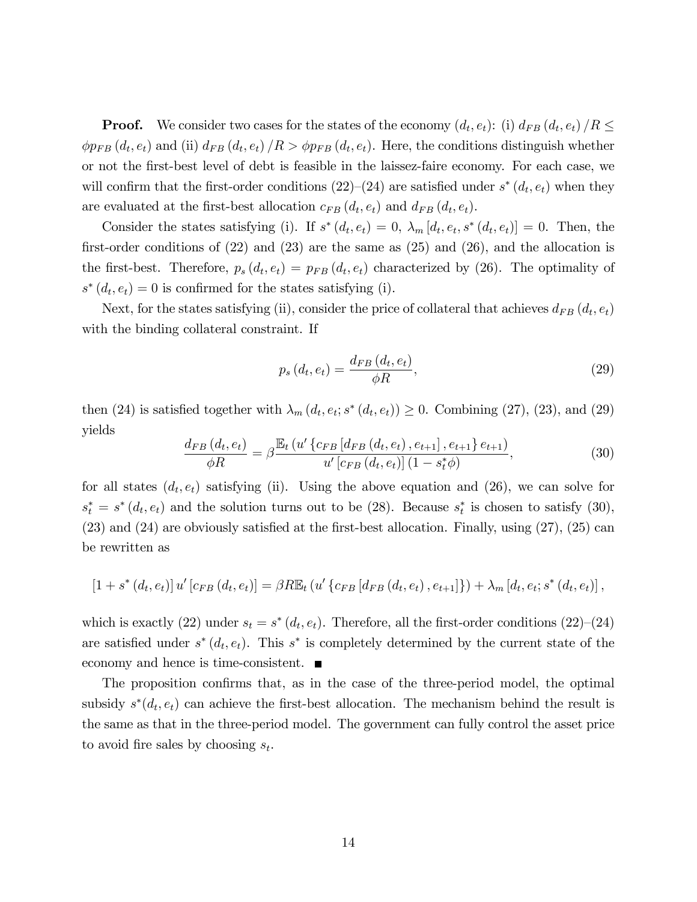**Proof.** We consider two cases for the states of the economy $(d_t, e_t)$: (i) $d_{FB}(d_t, e_t)/R \leq \phi p_{FB}(d_t, e_t)$ and (ii) $d_{FB}(d_t, e_t)/R > \phi p_{FB}(d_t, e_t)$. Here, the conditions distinguish whether or not the first-best level of debt is feasible in the laissez-faire economy. For each case, we will confirm that the first-order conditions (22)–(24) are satisfied under $s^*(d_t, e_t)$ when they are evaluated at the first-best allocation $c_{FB}(d_t, e_t)$ and $d_{FB}(d_t, e_t)$.

Consider the states satisfying (i). If $s^*(d_t, e_t) = 0$, $\lambda_m[d_t, e_t, s^*(d_t, e_t)] = 0$. Then, the first-order conditions of (22) and (23) are the same as (25) and (26), and the allocation is the first-best. Therefore, $p_s(d_t, e_t) = p_{FB}(d_t, e_t)$ characterized by (26). The optimality of $s^*(d_t, e_t) = 0$ is confirmed for the states satisfying (i).

Next, for the states satisfying (ii), consider the price of collateral that achieves $d_{FB}(d_t, e_t)$ with the binding collateral constraint. If

$$p_s(d_t, e_t) = \frac{d_{FB}(d_t, e_t)}{\phi R}, \tag{29}$$

then (24) is satisfied together with $\lambda_m(d_t, e_t; s^*(d_t, e_t)) \geq 0$. Combining (27), (23), and (29) yields

$$\frac{d_{FB}(d_t, e_t)}{\phi R} = \beta \frac{\mathbb{E}_t\left(u'\left\{c_{FB}\left[d_{FB}(d_t, e_t), e_{t+1}\right], e_{t+1}\right\} e_{t+1}\right)}{u'\left[c_{FB}(d_t, e_t)\right](1 - s_t^* \phi)}, \tag{30}$$

for all states $(d_t, e_t)$ satisfying (ii). Using the above equation and (26), we can solve for $s_t^* = s^*(d_t, e_t)$ and the solution turns out to be (28). Because $s_t^*$ is chosen to satisfy (30), (23) and (24) are obviously satisfied at the first-best allocation. Finally, using (27), (25) can be rewritten as

$$\left[1 + s^*(d_t, e_t)\right] u'\left[c_{FB}(d_t, e_t)\right] = \beta R \mathbb{E}_t\left(u'\left\{c_{FB}\left[d_{FB}(d_t, e_t), e_{t+1}\right]\right\}\right) + \lambda_m\left[d_t, e_t; s^*(d_t, e_t)\right],$$

which is exactly (22) under $s_t = s^*(d_t, e_t)$. Therefore, all the first-order conditions (22)–(24) are satisfied under $s^*(d_t, e_t)$. This $s^*$ is completely determined by the current state of the economy and hence is time-consistent. ■

The proposition confirms that, as in the case of the three-period model, the optimal subsidy $s^*(d_t, e_t)$ can achieve the first-best allocation. The mechanism behind the result is the same as that in the three-period model. The government can fully control the asset price to avoid fire sales by choosing $s_t$.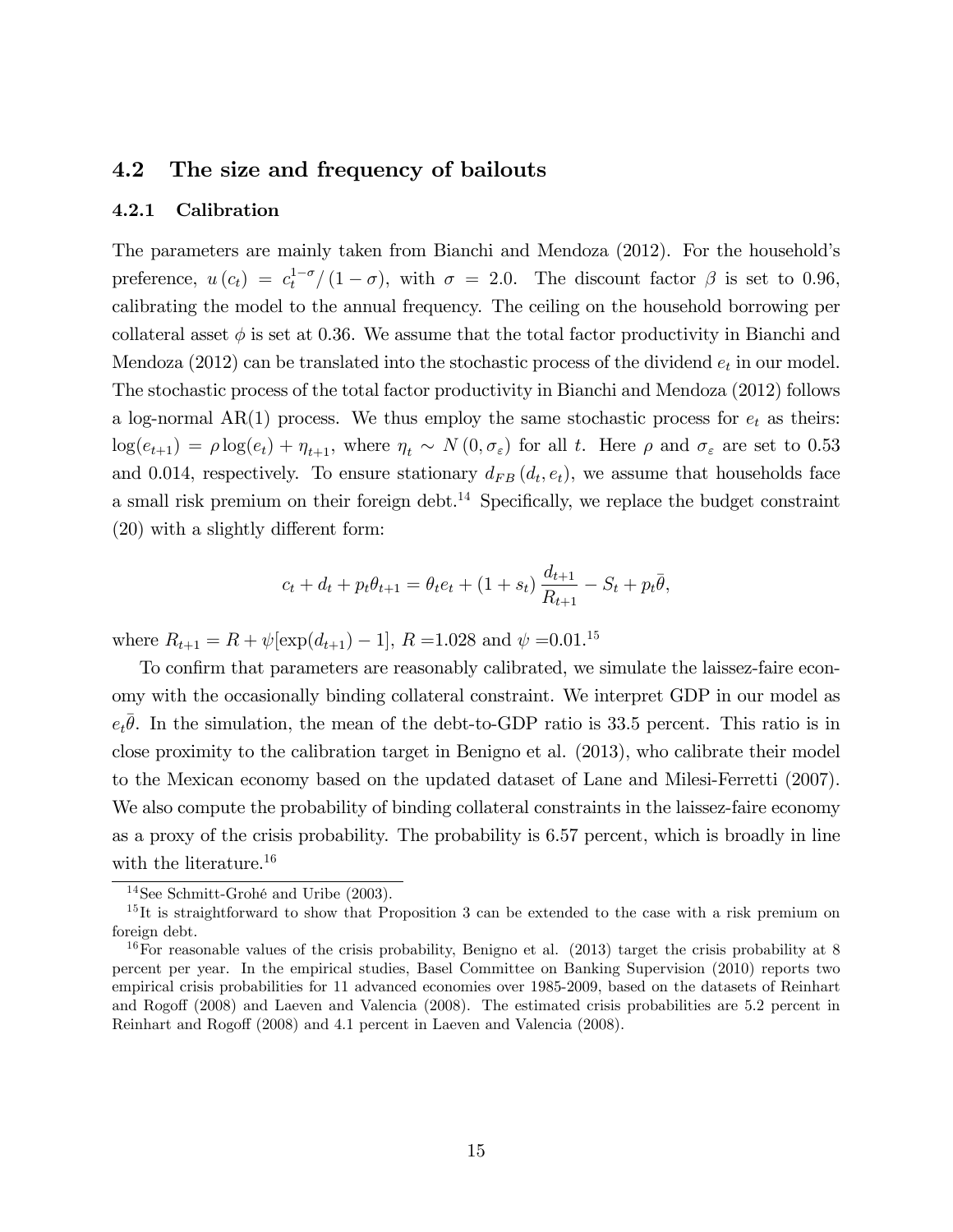## 4.2 The size and frequency of bailouts

### 4.2.1 Calibration

The parameters are mainly taken from Bianchi and Mendoza (2012). For the household's preference, $u(c_t) = c_t^{1-\sigma}/(1-\sigma)$, with $\sigma = 2.0$. The discount factor $\beta$ is set to 0.96, calibrating the model to the annual frequency. The ceiling on the household borrowing per collateral asset $\phi$ is set at 0.36. We assume that the total factor productivity in Bianchi and Mendoza (2012) can be translated into the stochastic process of the dividend $e_t$ in our model. The stochastic process of the total factor productivity in Bianchi and Mendoza (2012) follows a log-normal AR(1) process. We thus employ the same stochastic process for $e_t$ as theirs: $\log(e_{t+1}) = \rho \log(e_t) + \eta_{t+1}$, where $\eta_t \sim N(0, \sigma_\varepsilon)$ for all $t$. Here $\rho$ and $\sigma_\varepsilon$ are set to 0.53 and 0.014, respectively. To ensure stationary $d_{FB}(d_t, e_t)$, we assume that households face a small risk premium on their foreign debt.[14] Specifically, we replace the budget constraint (20) with a slightly different form:

$$c_t + d_t + p_t\theta_{t+1} = \theta_t e_t + (1 + s_t)\frac{d_{t+1}}{R_{t+1}} - S_t + p_t\bar{\theta},$$

where $R_{t+1} = R + \psi[\exp(d_{t+1}) - 1]$, $R$ =1.028 and $\psi$ =0.01.[15]

To confirm that parameters are reasonably calibrated, we simulate the laissez-faire economy with the occasionally binding collateral constraint. We interpret GDP in our model as $e_t\bar{\theta}$. In the simulation, the mean of the debt-to-GDP ratio is 33.5 percent. This ratio is in close proximity to the calibration target in Benigno et al. (2013), who calibrate their model to the Mexican economy based on the updated dataset of Lane and Milesi-Ferretti (2007). We also compute the probability of binding collateral constraints in the laissez-faire economy as a proxy of the crisis probability. The probability is 6.57 percent, which is broadly in line with the literature.[16]

[14] See Schmitt-Grohé and Uribe (2003).

[15] It is straightforward to show that Proposition 3 can be extended to the case with a risk premium on foreign debt.

[16] For reasonable values of the crisis probability, Benigno et al. (2013) target the crisis probability at 8 percent per year. In the empirical studies, Basel Committee on Banking Supervision (2010) reports two empirical crisis probabilities for 11 advanced economies over 1985-2009, based on the datasets of Reinhart and Rogoff (2008) and Laeven and Valencia (2008). The estimated crisis probabilities are 5.2 percent in Reinhart and Rogoff (2008) and 4.1 percent in Laeven and Valencia (2008).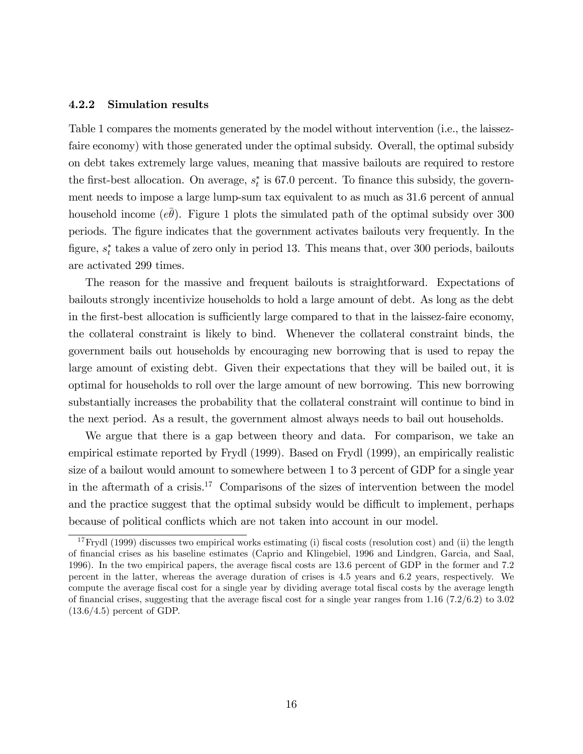#### 4.2.2 Simulation results

Table 1 compares the moments generated by the model without intervention (i.e., the laissez-faire economy) with those generated under the optimal subsidy. Overall, the optimal subsidy on debt takes extremely large values, meaning that massive bailouts are required to restore the first-best allocation. On average, $s_t^*$ is 67.0 percent. To finance this subsidy, the government needs to impose a large lump-sum tax equivalent to as much as 31.6 percent of annual household income ($e\bar{\theta}$). Figure 1 plots the simulated path of the optimal subsidy over 300 periods. The figure indicates that the government activates bailouts very frequently. In the figure, $s_t^*$ takes a value of zero only in period 13. This means that, over 300 periods, bailouts are activated 299 times.

The reason for the massive and frequent bailouts is straightforward. Expectations of bailouts strongly incentivize households to hold a large amount of debt. As long as the debt in the first-best allocation is sufficiently large compared to that in the laissez-faire economy, the collateral constraint is likely to bind. Whenever the collateral constraint binds, the government bails out households by encouraging new borrowing that is used to repay the large amount of existing debt. Given their expectations that they will be bailed out, it is optimal for households to roll over the large amount of new borrowing. This new borrowing substantially increases the probability that the collateral constraint will continue to bind in the next period. As a result, the government almost always needs to bail out households.

We argue that there is a gap between theory and data. For comparison, we take an empirical estimate reported by Frydl (1999). Based on Frydl (1999), an empirically realistic size of a bailout would amount to somewhere between 1 to 3 percent of GDP for a single year in the aftermath of a crisis.[17] Comparisons of the sizes of intervention between the model and the practice suggest that the optimal subsidy would be difficult to implement, perhaps because of political conflicts which are not taken into account in our model.

[17] Frydl (1999) discusses two empirical works estimating (i) fiscal costs (resolution cost) and (ii) the length of financial crises as his baseline estimates (Caprio and Klingebiel, 1996 and Lindgren, Garcia, and Saal, 1996). In the two empirical papers, the average fiscal costs are 13.6 percent of GDP in the former and 7.2 percent in the latter, whereas the average duration of crises is 4.5 years and 6.2 years, respectively. We compute the average fiscal cost for a single year by dividing average total fiscal costs by the average length of financial crises, suggesting that the average fiscal cost for a single year ranges from 1.16 (7.2/6.2) to 3.02 (13.6/4.5) percent of GDP.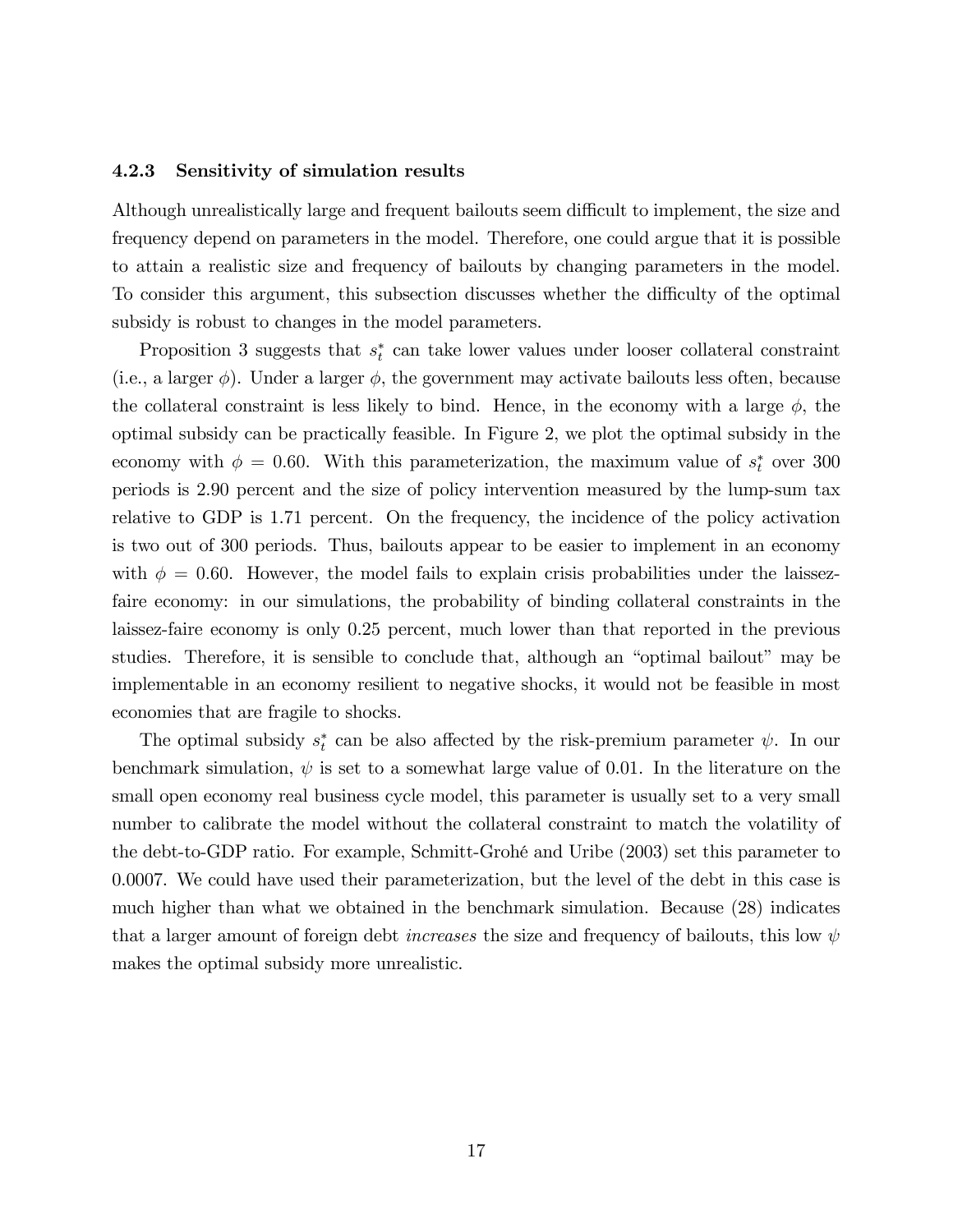### 4.2.3 Sensitivity of simulation results

Although unrealistically large and frequent bailouts seem difficult to implement, the size and frequency depend on parameters in the model. Therefore, one could argue that it is possible to attain a realistic size and frequency of bailouts by changing parameters in the model. To consider this argument, this subsection discusses whether the difficulty of the optimal subsidy is robust to changes in the model parameters.

Proposition 3 suggests that $s_t^*$ can take lower values under looser collateral constraint (i.e., a larger $\phi$). Under a larger $\phi$, the government may activate bailouts less often, because the collateral constraint is less likely to bind. Hence, in the economy with a large $\phi$, the optimal subsidy can be practically feasible. In Figure 2, we plot the optimal subsidy in the economy with $\phi = 0.60$. With this parameterization, the maximum value of $s_t^*$ over 300 periods is 2.90 percent and the size of policy intervention measured by the lump-sum tax relative to GDP is 1.71 percent. On the frequency, the incidence of the policy activation is two out of 300 periods. Thus, bailouts appear to be easier to implement in an economy with $\phi = 0.60$. However, the model fails to explain crisis probabilities under the laissez-faire economy: in our simulations, the probability of binding collateral constraints in the laissez-faire economy is only 0.25 percent, much lower than that reported in the previous studies. Therefore, it is sensible to conclude that, although an "optimal bailout" may be implementable in an economy resilient to negative shocks, it would not be feasible in most economies that are fragile to shocks.

The optimal subsidy $s_t^*$ can be also affected by the risk-premium parameter $\psi$. In our benchmark simulation, $\psi$ is set to a somewhat large value of 0.01. In the literature on the small open economy real business cycle model, this parameter is usually set to a very small number to calibrate the model without the collateral constraint to match the volatility of the debt-to-GDP ratio. For example, Schmitt-Grohé and Uribe (2003) set this parameter to 0.0007. We could have used their parameterization, but the level of the debt in this case is much higher than what we obtained in the benchmark simulation. Because (28) indicates that a larger amount of foreign debt *increases* the size and frequency of bailouts, this low $\psi$ makes the optimal subsidy more unrealistic.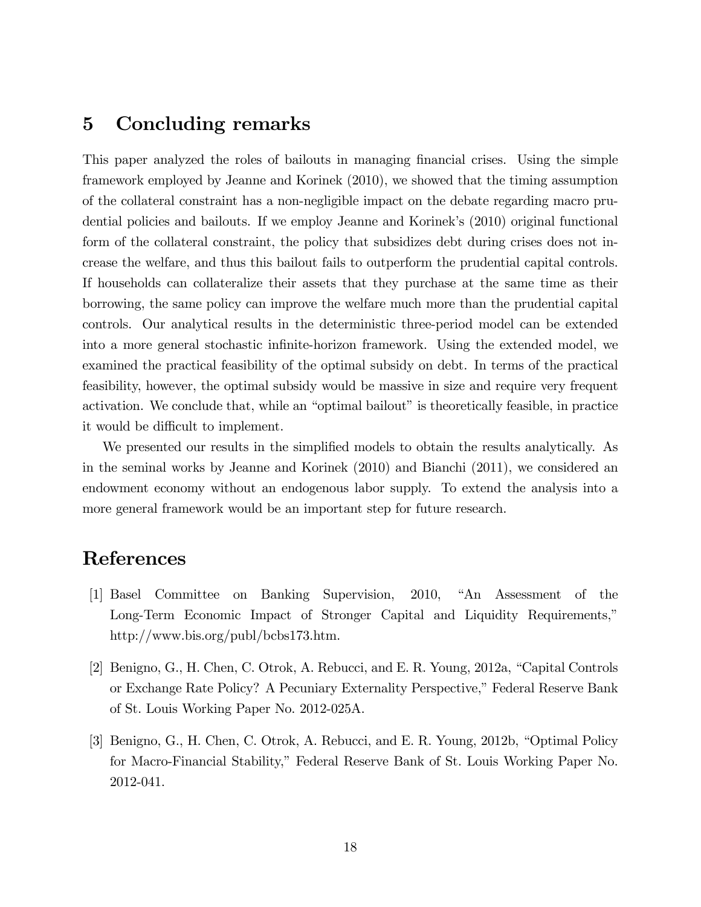## 5 Concluding remarks

This paper analyzed the roles of bailouts in managing financial crises. Using the simple framework employed by Jeanne and Korinek (2010), we showed that the timing assumption of the collateral constraint has a non-negligible impact on the debate regarding macro prudential policies and bailouts. If we employ Jeanne and Korinek's (2010) original functional form of the collateral constraint, the policy that subsidizes debt during crises does not increase the welfare, and thus this bailout fails to outperform the prudential capital controls. If households can collateralize their assets that they purchase at the same time as their borrowing, the same policy can improve the welfare much more than the prudential capital controls. Our analytical results in the deterministic three-period model can be extended into a more general stochastic infinite-horizon framework. Using the extended model, we examined the practical feasibility of the optimal subsidy on debt. In terms of the practical feasibility, however, the optimal subsidy would be massive in size and require very frequent activation. We conclude that, while an "optimal bailout" is theoretically feasible, in practice it would be difficult to implement.

We presented our results in the simplified models to obtain the results analytically. As in the seminal works by Jeanne and Korinek (2010) and Bianchi (2011), we considered an endowment economy without an endogenous labor supply. To extend the analysis into a more general framework would be an important step for future research.

## References

[1] Basel Committee on Banking Supervision, 2010, "An Assessment of the Long-Term Economic Impact of Stronger Capital and Liquidity Requirements," http://www.bis.org/publ/bcbs173.htm.

[2] Benigno, G., H. Chen, C. Otrok, A. Rebucci, and E. R. Young, 2012a, "Capital Controls or Exchange Rate Policy? A Pecuniary Externality Perspective," Federal Reserve Bank of St. Louis Working Paper No. 2012-025A.

[3] Benigno, G., H. Chen, C. Otrok, A. Rebucci, and E. R. Young, 2012b, "Optimal Policy for Macro-Financial Stability," Federal Reserve Bank of St. Louis Working Paper No. 2012-041.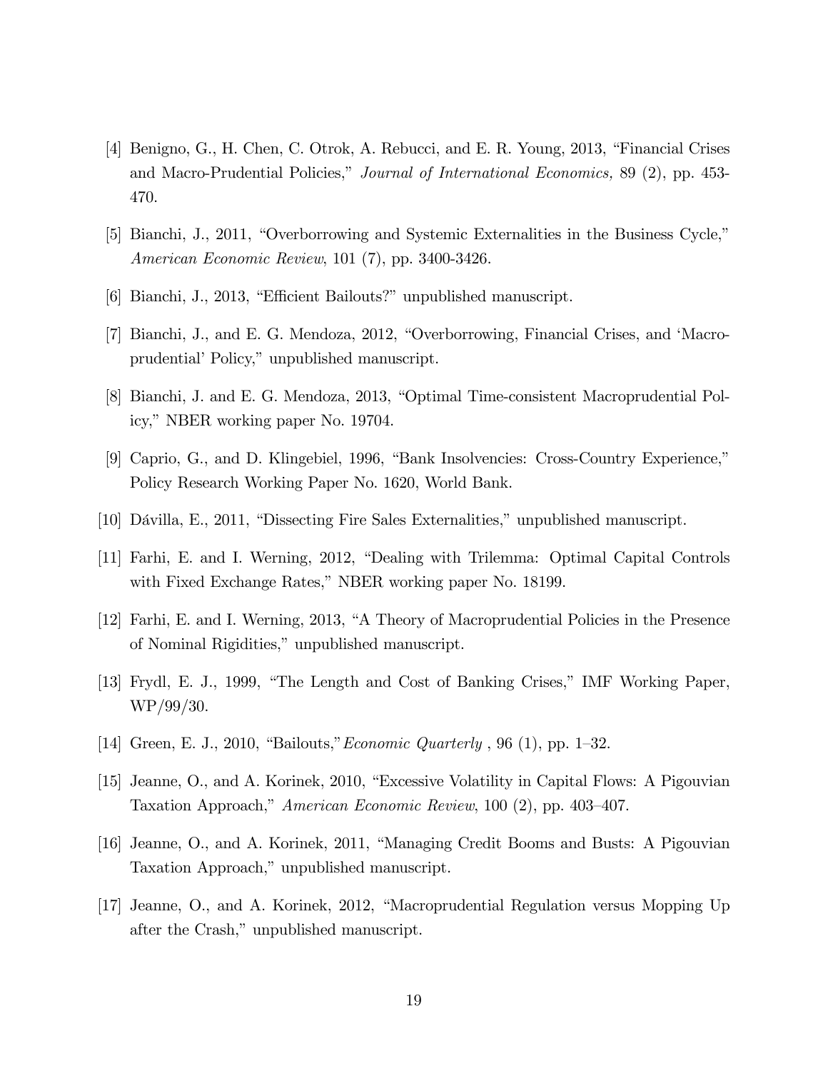[4] Benigno, G., H. Chen, C. Otrok, A. Rebucci, and E. R. Young, 2013, "Financial Crises and Macro-Prudential Policies," *Journal of International Economics,* 89 (2), pp. 453-470.

[5] Bianchi, J., 2011, "Overborrowing and Systemic Externalities in the Business Cycle," *American Economic Review*, 101 (7), pp. 3400-3426.

[6] Bianchi, J., 2013, "Efficient Bailouts?" unpublished manuscript.

[7] Bianchi, J., and E. G. Mendoza, 2012, "Overborrowing, Financial Crises, and 'Macro-prudential' Policy," unpublished manuscript.

[8] Bianchi, J. and E. G. Mendoza, 2013, "Optimal Time-consistent Macroprudential Policy," NBER working paper No. 19704.

[9] Caprio, G., and D. Klingebiel, 1996, "Bank Insolvencies: Cross-Country Experience," Policy Research Working Paper No. 1620, World Bank.

[10] Dávilla, E., 2011, "Dissecting Fire Sales Externalities," unpublished manuscript.

[11] Farhi, E. and I. Werning, 2012, "Dealing with Trilemma: Optimal Capital Controls with Fixed Exchange Rates," NBER working paper No. 18199.

[12] Farhi, E. and I. Werning, 2013, "A Theory of Macroprudential Policies in the Presence of Nominal Rigidities," unpublished manuscript.

[13] Frydl, E. J., 1999, "The Length and Cost of Banking Crises," IMF Working Paper, WP/99/30.

[14] Green, E. J., 2010, "Bailouts,"*Economic Quarterly* , 96 (1), pp. 1–32.

[15] Jeanne, O., and A. Korinek, 2010, "Excessive Volatility in Capital Flows: A Pigouvian Taxation Approach," *American Economic Review*, 100 (2), pp. 403–407.

[16] Jeanne, O., and A. Korinek, 2011, "Managing Credit Booms and Busts: A Pigouvian Taxation Approach," unpublished manuscript.

[17] Jeanne, O., and A. Korinek, 2012, "Macroprudential Regulation versus Mopping Up after the Crash," unpublished manuscript.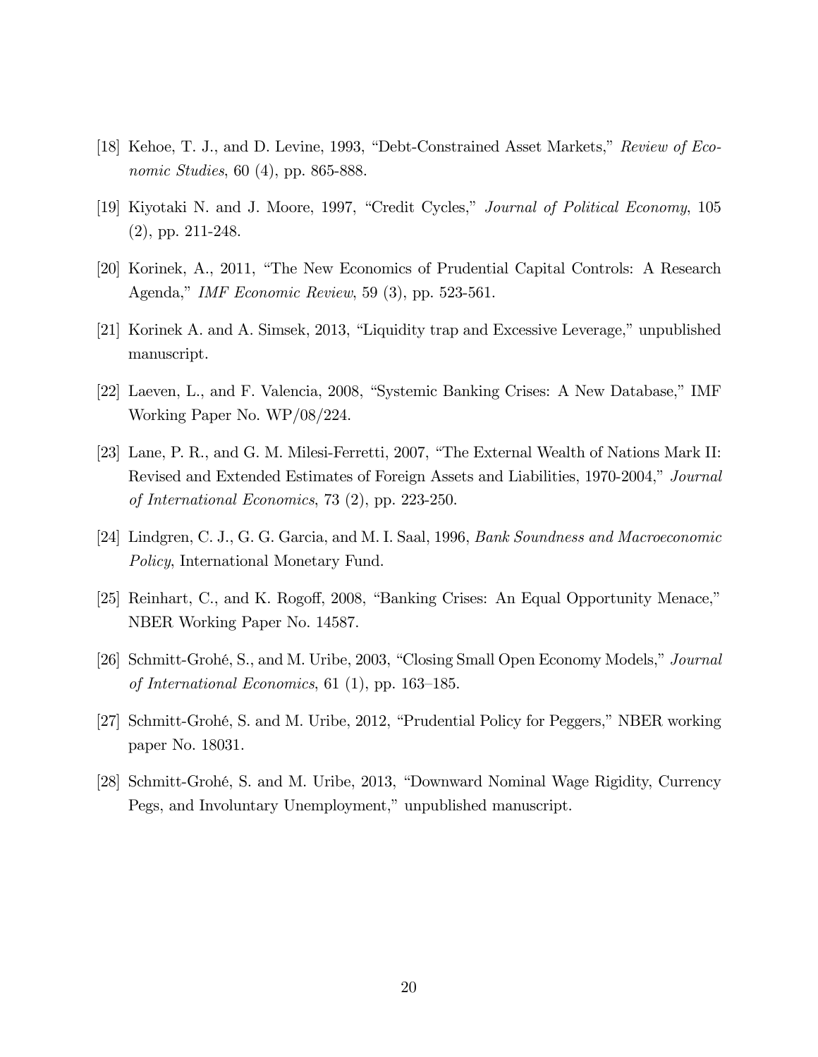[18] Kehoe, T. J., and D. Levine, 1993, "Debt-Constrained Asset Markets," *Review of Economic Studies*, 60 (4), pp. 865-888.

[19] Kiyotaki N. and J. Moore, 1997, "Credit Cycles," *Journal of Political Economy*, 105 (2), pp. 211-248.

[20] Korinek, A., 2011, "The New Economics of Prudential Capital Controls: A Research Agenda," *IMF Economic Review*, 59 (3), pp. 523-561.

[21] Korinek A. and A. Simsek, 2013, "Liquidity trap and Excessive Leverage," unpublished manuscript.

[22] Laeven, L., and F. Valencia, 2008, "Systemic Banking Crises: A New Database," IMF Working Paper No. WP/08/224.

[23] Lane, P. R., and G. M. Milesi-Ferretti, 2007, "The External Wealth of Nations Mark II: Revised and Extended Estimates of Foreign Assets and Liabilities, 1970-2004," *Journal of International Economics*, 73 (2), pp. 223-250.

[24] Lindgren, C. J., G. G. Garcia, and M. I. Saal, 1996, *Bank Soundness and Macroeconomic Policy*, International Monetary Fund.

[25] Reinhart, C., and K. Rogoff, 2008, "Banking Crises: An Equal Opportunity Menace," NBER Working Paper No. 14587.

[26] Schmitt-Grohé, S., and M. Uribe, 2003, "Closing Small Open Economy Models," *Journal of International Economics*, 61 (1), pp. 163–185.

[27] Schmitt-Grohé, S. and M. Uribe, 2012, "Prudential Policy for Peggers," NBER working paper No. 18031.

[28] Schmitt-Grohé, S. and M. Uribe, 2013, "Downward Nominal Wage Rigidity, Currency Pegs, and Involuntary Unemployment," unpublished manuscript.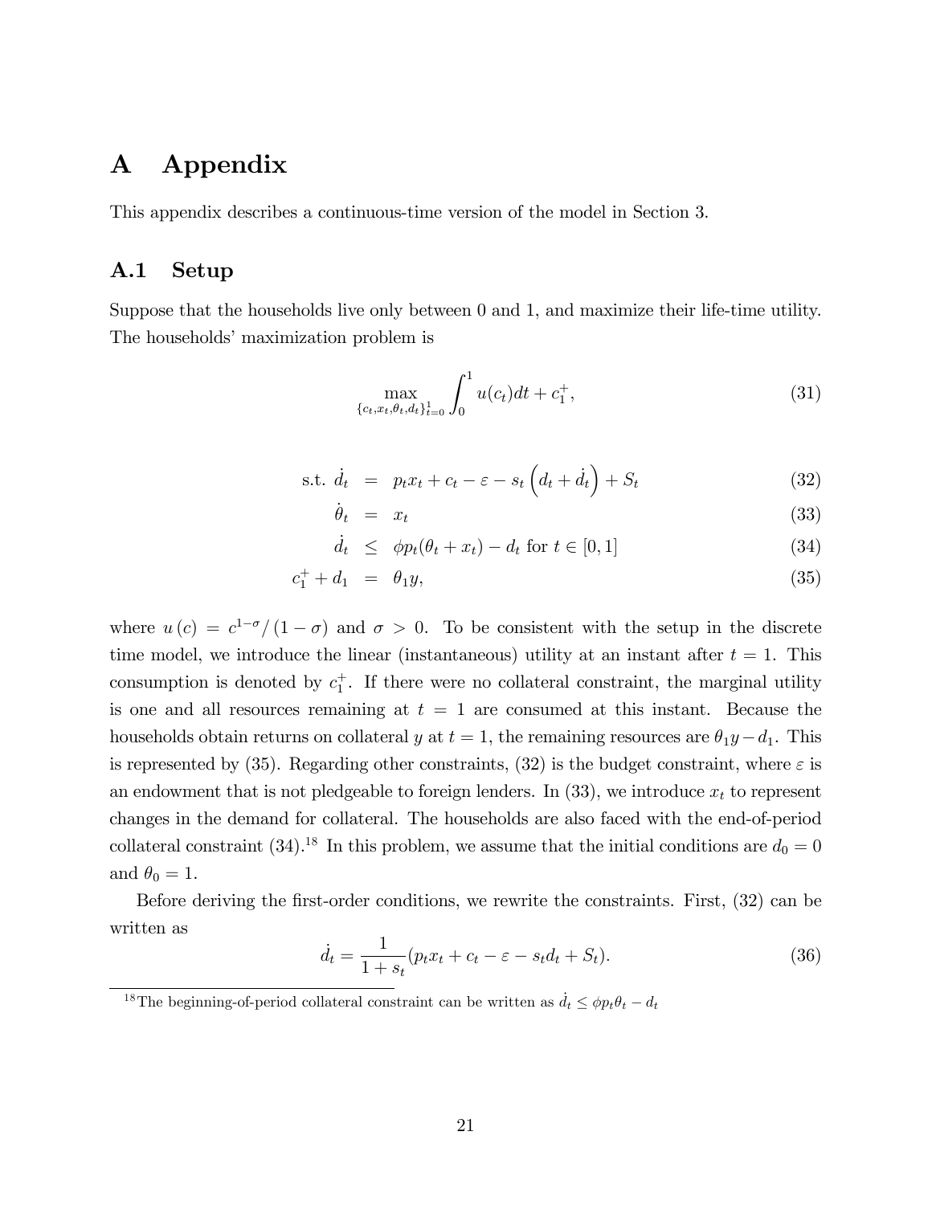# A Appendix

This appendix describes a continuous-time version of the model in Section 3.

## A.1 Setup

Suppose that the households live only between 0 and 1, and maximize their life-time utility. The households' maximization problem is

$$\max_{\{c_t, x_t, \theta_t, d_t\}_{t=0}^{1}} \int_0^1 u(c_t)dt + c_1^+, \tag{31}$$

$$
\begin{aligned}
\text{s.t. } \dot{d}_t &= p_t x_t + c_t - \varepsilon - s_t \left(d_t + \dot{d}_t\right) + S_t & (32)\\
\dot{\theta}_t &= x_t & (33)\\
\dot{d}_t &\leq \phi p_t(\theta_t + x_t) - d_t \text{ for } t \in [0,1] & (34)\\
c_1^+ + d_1 &= \theta_1 y, & (35)
\end{aligned}
$$

where $u(c) = c^{1-\sigma}/(1-\sigma)$ and $\sigma > 0$. To be consistent with the setup in the discrete time model, we introduce the linear (instantaneous) utility at an instant after $t = 1$. This consumption is denoted by $c_1^+$. If there were no collateral constraint, the marginal utility is one and all resources remaining at $t = 1$ are consumed at this instant. Because the households obtain returns on collateral $y$ at $t = 1$, the remaining resources are $\theta_1 y - d_1$. This is represented by (35). Regarding other constraints, (32) is the budget constraint, where $\varepsilon$ is an endowment that is not pledgeable to foreign lenders. In (33), we introduce $x_t$ to represent changes in the demand for collateral. The households are also faced with the end-of-period collateral constraint (34).[18] In this problem, we assume that the initial conditions are $d_0 = 0$ and $\theta_0 = 1$.

Before deriving the first-order conditions, we rewrite the constraints. First, (32) can be written as

$$\dot{d}_t = \frac{1}{1+s_t}(p_t x_t + c_t - \varepsilon - s_t d_t + S_t). \tag{36}$$

[18] The beginning-of-period collateral constraint can be written as $\dot{d}_t \leq \phi p_t \theta_t - d_t$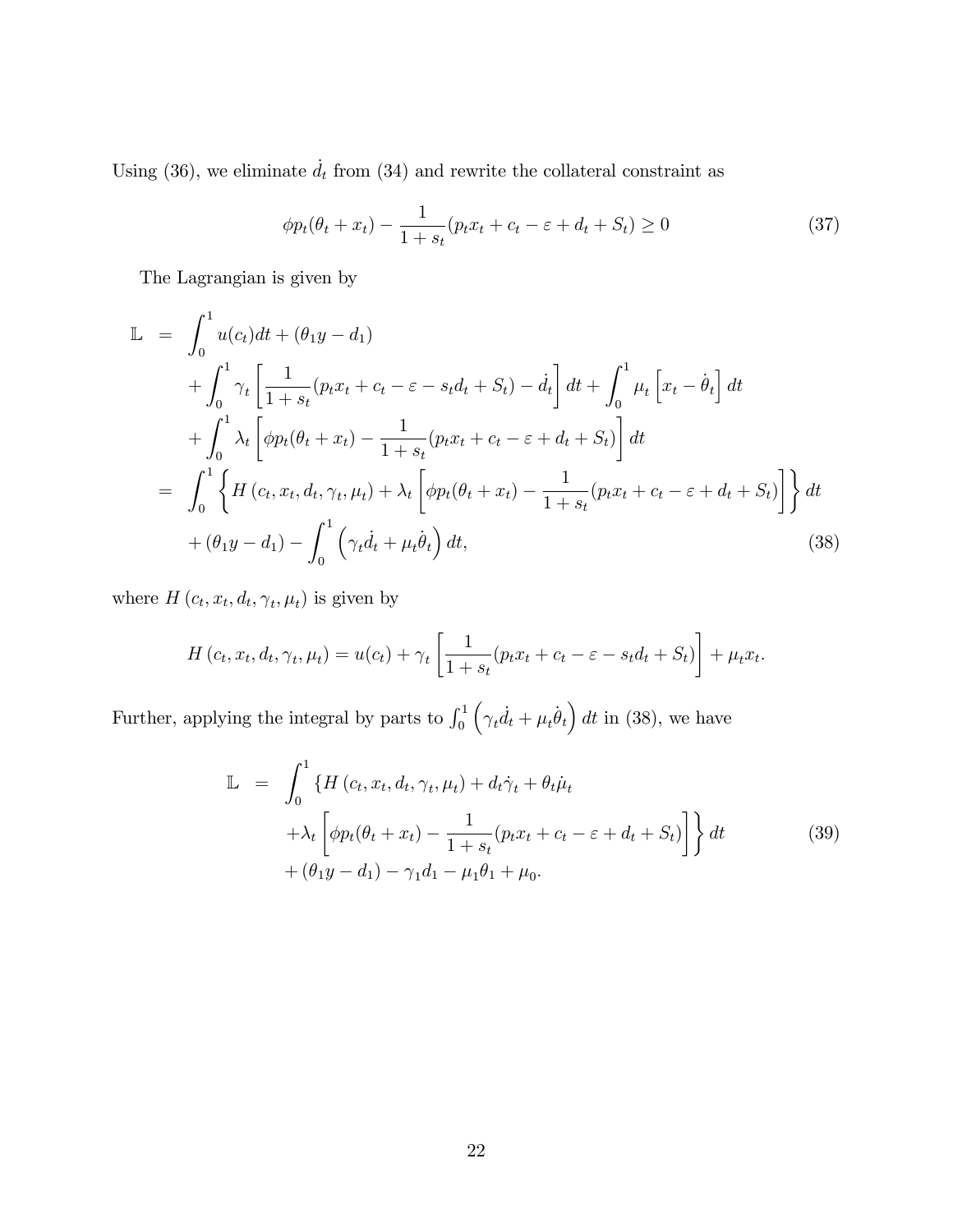Using (36), we eliminate $\dot{d}_t$ from (34) and rewrite the collateral constraint as

$$\phi p_t(\theta_t + x_t) - \frac{1}{1+s_t}(p_t x_t + c_t - \varepsilon + d_t + S_t) \geq 0 \tag{37}$$

The Lagrangian is given by

$$\begin{aligned}
\mathbb{L} &= \int_0^1 u(c_t)dt + (\theta_1 y - d_1) \\
&\quad + \int_0^1 \gamma_t \left[ \frac{1}{1+s_t}(p_t x_t + c_t - \varepsilon - s_t d_t + S_t) - \dot{d}_t \right] dt + \int_0^1 \mu_t \left[ x_t - \dot{\theta}_t \right] dt \\
&\quad + \int_0^1 \lambda_t \left[ \phi p_t(\theta_t + x_t) - \frac{1}{1+s_t}(p_t x_t + c_t - \varepsilon + d_t + S_t) \right] dt \\
&= \int_0^1 \left\{ H\left(c_t, x_t, d_t, \gamma_t, \mu_t\right) + \lambda_t \left[ \phi p_t(\theta_t + x_t) - \frac{1}{1+s_t}(p_t x_t + c_t - \varepsilon + d_t + S_t) \right] \right\} dt \\
&\quad + (\theta_1 y - d_1) - \int_0^1 \left( \gamma_t \dot{d}_t + \mu_t \dot{\theta}_t \right) dt,
\end{aligned} \tag{38}$$

where $H\left(c_t, x_t, d_t, \gamma_t, \mu_t\right)$ is given by

$$H\left(c_t, x_t, d_t, \gamma_t, \mu_t\right) = u(c_t) + \gamma_t \left[ \frac{1}{1+s_t}(p_t x_t + c_t - \varepsilon - s_t d_t + S_t) \right] + \mu_t x_t.$$

Further, applying the integral by parts to $\int_0^1 \left( \gamma_t \dot{d}_t + \mu_t \dot{\theta}_t \right) dt$ in (38), we have

$$\begin{aligned}
\mathbb{L} &= \int_0^1 \left\{ H\left(c_t, x_t, d_t, \gamma_t, \mu_t\right) + d_t \dot{\gamma}_t + \theta_t \dot{\mu}_t \right. \\
&\quad \left. + \lambda_t \left[ \phi p_t(\theta_t + x_t) - \frac{1}{1+s_t}(p_t x_t + c_t - \varepsilon + d_t + S_t) \right] \right\} dt \\
&\quad + (\theta_1 y - d_1) - \gamma_1 d_1 - \mu_1 \theta_1 + \mu_0.
\end{aligned} \tag{39}$$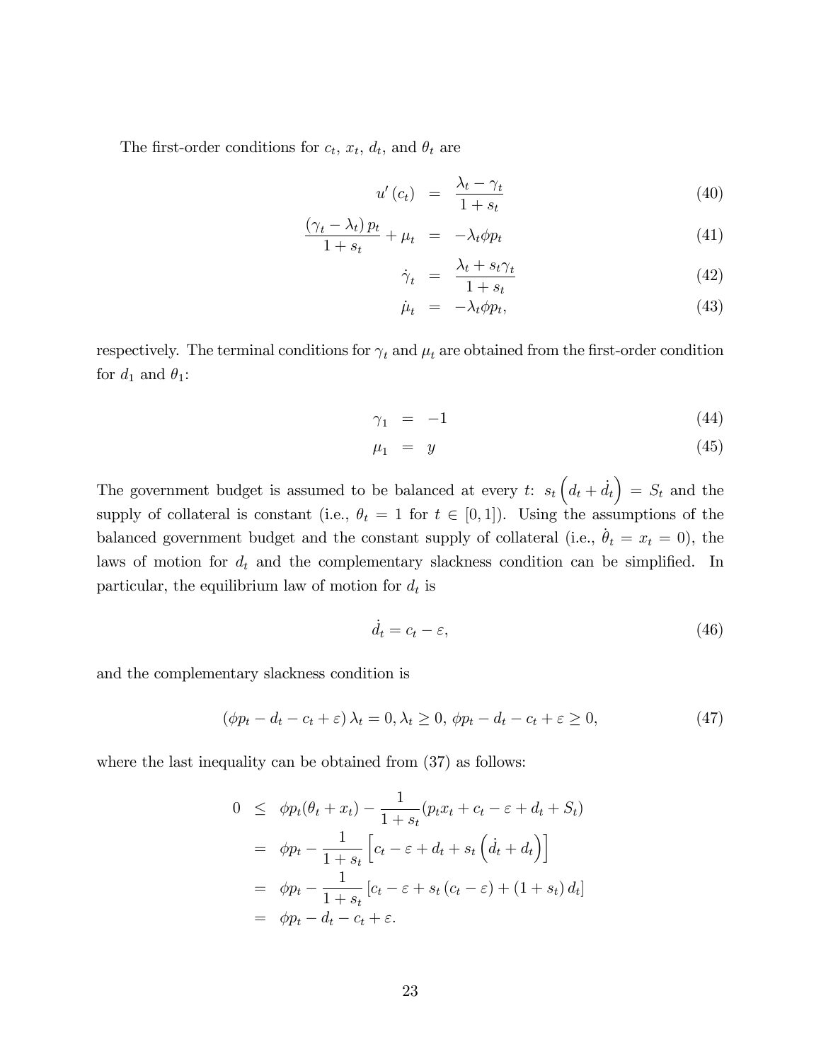The first-order conditions for $c_t$, $x_t$, $d_t$, and $\theta_t$ are

$$
\begin{aligned}
u'(c_t) &= \frac{\lambda_t - \gamma_t}{1 + s_t} && (40) \\
\frac{(\gamma_t - \lambda_t) p_t}{1 + s_t} + \mu_t &= -\lambda_t \phi p_t && (41) \\
\dot{\gamma}_t &= \frac{\lambda_t + s_t \gamma_t}{1 + s_t} && (42) \\
\dot{\mu}_t &= -\lambda_t \phi p_t, && (43)
\end{aligned}
$$

respectively. The terminal conditions for $\gamma_t$ and $\mu_t$ are obtained from the first-order condition for $d_1$ and $\theta_1$:

$$
\begin{aligned}
\gamma_1 &= -1 && (44) \\
\mu_1 &= y && (45)
\end{aligned}
$$

The government budget is assumed to be balanced at every $t$: $s_t \left( d_t + \dot{d}_t \right) = S_t$ and the supply of collateral is constant (i.e., $\theta_t = 1$ for $t \in [0, 1]$). Using the assumptions of the balanced government budget and the constant supply of collateral (i.e., $\dot{\theta}_t = x_t = 0$), the laws of motion for $d_t$ and the complementary slackness condition can be simplified. In particular, the equilibrium law of motion for $d_t$ is

$$
\dot{d}_t = c_t - \varepsilon, \tag{46}
$$

and the complementary slackness condition is

$$
(\phi p_t - d_t - c_t + \varepsilon) \lambda_t = 0, \lambda_t \geq 0, \phi p_t - d_t - c_t + \varepsilon \geq 0, \tag{47}
$$

where the last inequality can be obtained from (37) as follows:

$$
\begin{aligned}
0 &\leq \phi p_t (\theta_t + x_t) - \frac{1}{1 + s_t} (p_t x_t + c_t - \varepsilon + d_t + S_t) \\
&= \phi p_t - \frac{1}{1 + s_t} \left[ c_t - \varepsilon + d_t + s_t \left( \dot{d}_t + d_t \right) \right] \\
&= \phi p_t - \frac{1}{1 + s_t} \left[ c_t - \varepsilon + s_t (c_t - \varepsilon) + (1 + s_t) d_t \right] \\
&= \phi p_t - d_t - c_t + \varepsilon.
\end{aligned}
$$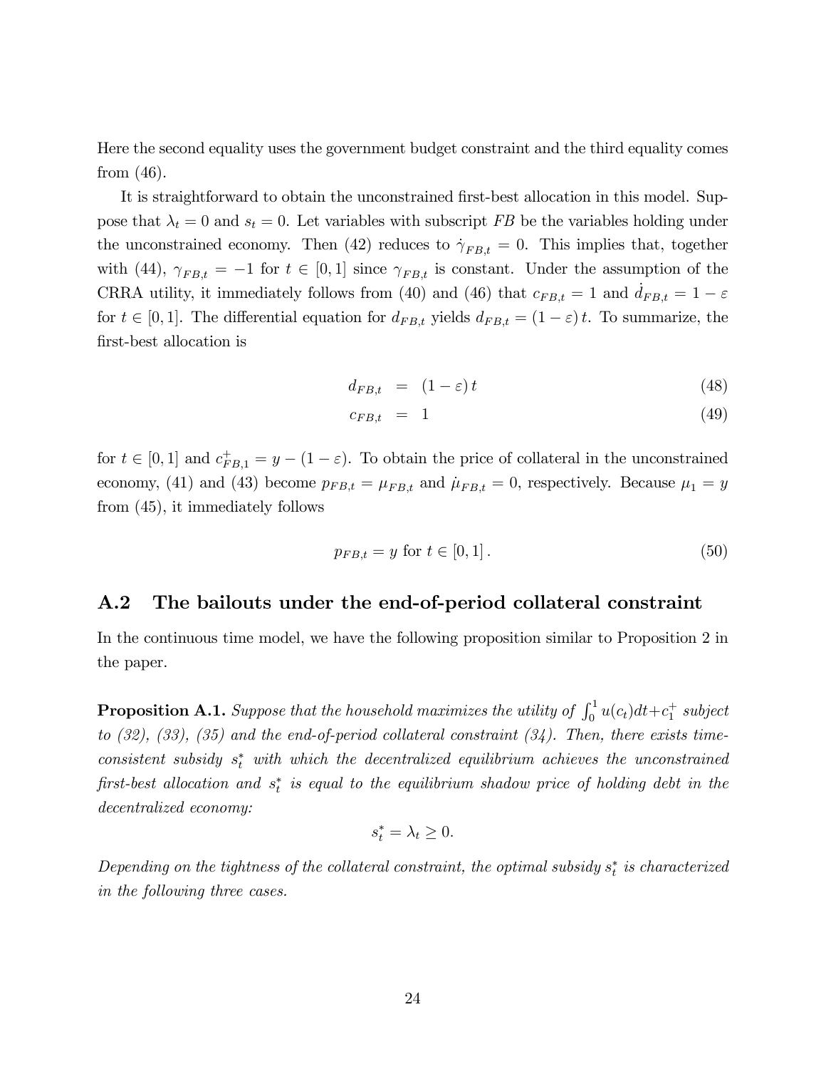Here the second equality uses the government budget constraint and the third equality comes from (46).

It is straightforward to obtain the unconstrained first-best allocation in this model. Suppose that $\lambda_t = 0$ and $s_t = 0$. Let variables with subscript $FB$ be the variables holding under the unconstrained economy. Then (42) reduces to $\dot{\gamma}_{FB,t} = 0$. This implies that, together with (44), $\gamma_{FB,t} = -1$ for $t \in [0,1]$ since $\gamma_{FB,t}$ is constant. Under the assumption of the CRRA utility, it immediately follows from (40) and (46) that $c_{FB,t} = 1$ and $\dot{d}_{FB,t} = 1 - \varepsilon$ for $t \in [0,1]$. The differential equation for $d_{FB,t}$ yields $d_{FB,t} = (1-\varepsilon)\,t$. To summarize, the first-best allocation is

$$d_{FB,t} = (1-\varepsilon)\,t \tag{48}$$

$$c_{FB,t} = 1 \tag{49}$$

for $t \in [0,1]$ and $c^{+}_{FB,1} = y - (1-\varepsilon)$. To obtain the price of collateral in the unconstrained economy, (41) and (43) become $p_{FB,t} = \mu_{FB,t}$ and $\dot{\mu}_{FB,t} = 0$, respectively. Because $\mu_1 = y$ from (45), it immediately follows

$$p_{FB,t} = y \text{ for } t \in [0,1]\,. \tag{50}$$

## A.2 The bailouts under the end-of-period collateral constraint

In the continuous time model, we have the following proposition similar to Proposition 2 in the paper.

**Proposition A.1.** *Suppose that the household maximizes the utility of $\int_0^1 u(c_t)dt + c_1^+$ subject to (32), (33), (35) and the end-of-period collateral constraint (34). Then, there exists time-consistent subsidy $s_t^*$ with which the decentralized equilibrium achieves the unconstrained first-best allocation and $s_t^*$ is equal to the equilibrium shadow price of holding debt in the decentralized economy:*

$$s_t^* = \lambda_t \geq 0.$$

*Depending on the tightness of the collateral constraint, the optimal subsidy $s_t^*$ is characterized in the following three cases.*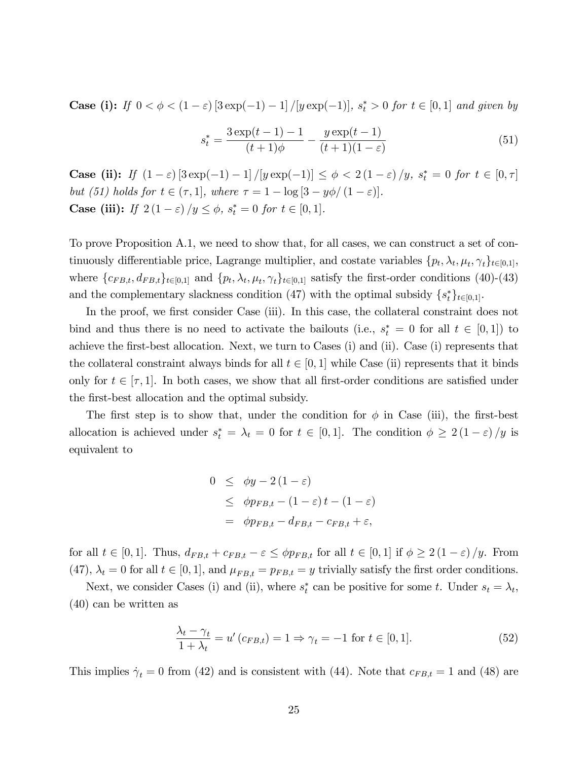**Case (i):** *If* $0 < \phi < (1-\varepsilon)\left[3\exp(-1) - 1\right]/\left[y\exp(-1)\right]$, $s_t^* > 0$ *for* $t \in [0,1]$ *and given by*

$$s_t^* = \frac{3\exp(t-1) - 1}{(t+1)\phi} - \frac{y\exp(t-1)}{(t+1)(1-\varepsilon)} \tag{51}$$

**Case (ii):** *If* $(1-\varepsilon)\left[3\exp(-1) - 1\right]/\left[y\exp(-1)\right] \leq \phi < 2(1-\varepsilon)/y$, $s_t^* = 0$ *for* $t \in [0,\tau]$ *but (51) holds for* $t \in (\tau, 1]$, *where* $\tau = 1 - \log\left[3 - y\phi/(1-\varepsilon)\right]$.
**Case (iii):** *If* $2(1-\varepsilon)/y \leq \phi$, $s_t^* = 0$ *for* $t \in [0,1]$.

To prove Proposition A.1, we need to show that, for all cases, we can construct a set of continuously differentiable price, Lagrange multiplier, and costate variables $\{p_t, \lambda_t, \mu_t, \gamma_t\}_{t\in[0,1]}$, where $\{c_{FB,t}, d_{FB,t}\}_{t\in[0,1]}$ and $\{p_t, \lambda_t, \mu_t, \gamma_t\}_{t\in[0,1]}$ satisfy the first-order conditions (40)-(43) and the complementary slackness condition (47) with the optimal subsidy $\{s_t^*\}_{t\in[0,1]}$.

In the proof, we first consider Case (iii). In this case, the collateral constraint does not bind and thus there is no need to activate the bailouts (i.e., $s_t^* = 0$ for all $t \in [0,1]$) to achieve the first-best allocation. Next, we turn to Cases (i) and (ii). Case (i) represents that the collateral constraint always binds for all $t \in [0,1]$ while Case (ii) represents that it binds only for $t \in [\tau, 1]$. In both cases, we show that all first-order conditions are satisfied under the first-best allocation and the optimal subsidy.

The first step is to show that, under the condition for $\phi$ in Case (iii), the first-best allocation is achieved under $s_t^* = \lambda_t = 0$ for $t \in [0,1]$. The condition $\phi \geq 2(1-\varepsilon)/y$ is equivalent to

$$\begin{aligned}
0 &\leq \phi y - 2(1-\varepsilon) \\
&\leq \phi p_{FB,t} - (1-\varepsilon)t - (1-\varepsilon) \\
&= \phi p_{FB,t} - d_{FB,t} - c_{FB,t} + \varepsilon,
\end{aligned}$$

for all $t \in [0,1]$. Thus, $d_{FB,t} + c_{FB,t} - \varepsilon \leq \phi p_{FB,t}$ for all $t \in [0,1]$ if $\phi \geq 2(1-\varepsilon)/y$. From (47), $\lambda_t = 0$ for all $t \in [0,1]$, and $\mu_{FB,t} = p_{FB,t} = y$ trivially satisfy the first order conditions.

Next, we consider Cases (i) and (ii), where $s_t^*$ can be positive for some $t$. Under $s_t = \lambda_t$, (40) can be written as

$$\frac{\lambda_t - \gamma_t}{1 + \lambda_t} = u'(c_{FB,t}) = 1 \Rightarrow \gamma_t = -1 \text{ for } t \in [0,1]. \tag{52}$$

This implies $\dot{\gamma}_t = 0$ from (42) and is consistent with (44). Note that $c_{FB,t} = 1$ and (48) are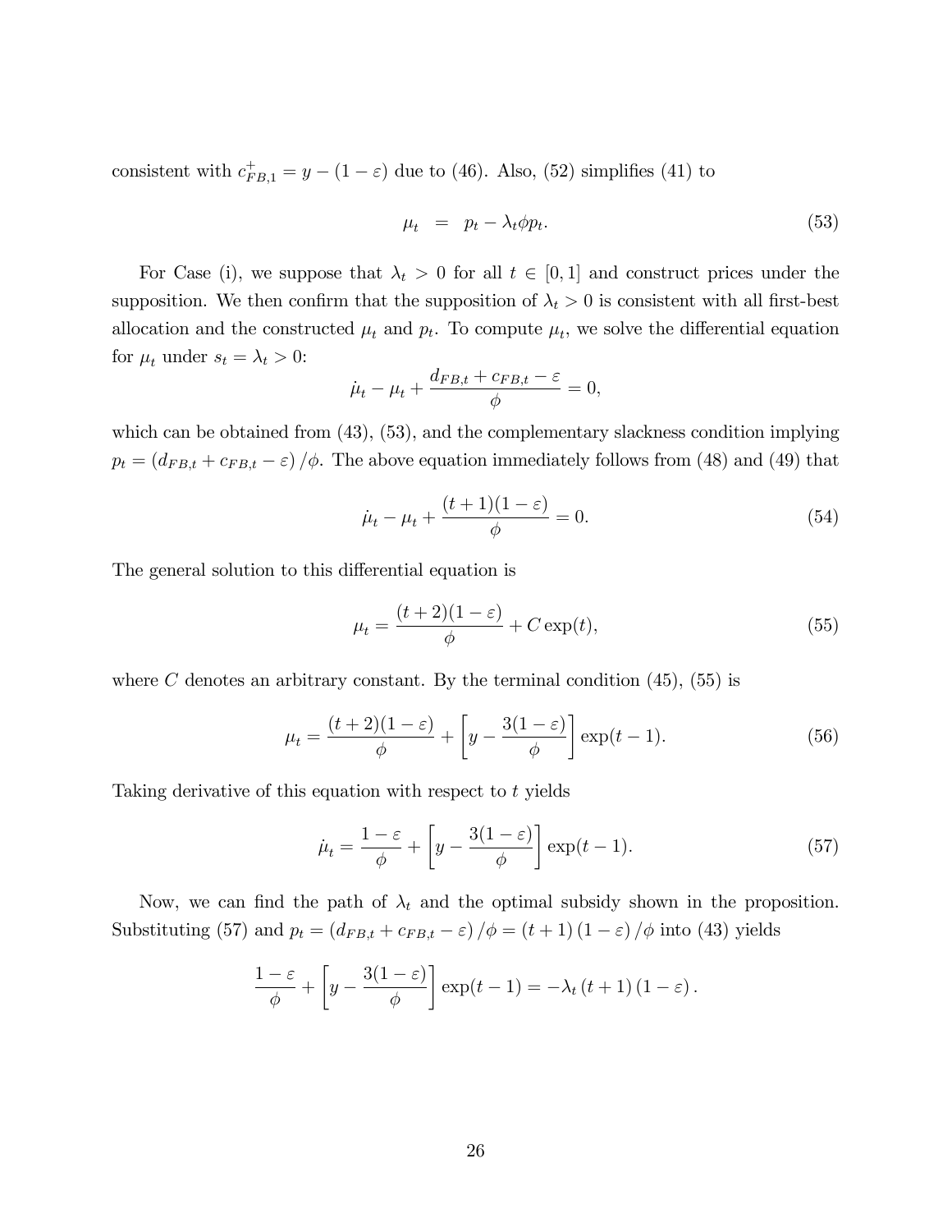consistent with $c^{+}_{FB,1} = y - (1 - \varepsilon)$ due to (46). Also, (52) simplifies (41) to

$$\mu_t \;\; = \;\; p_t - \lambda_t \phi p_t. \tag{53}$$

For Case (i), we suppose that $\lambda_t > 0$ for all $t \in [0, 1]$ and construct prices under the supposition. We then confirm that the supposition of $\lambda_t > 0$ is consistent with all first-best allocation and the constructed $\mu_t$ and $p_t$. To compute $\mu_t$, we solve the differential equation for $\mu_t$ under $s_t = \lambda_t > 0$:

$$\dot{\mu}_t - \mu_t + \frac{d_{FB,t} + c_{FB,t} - \varepsilon}{\phi} = 0,$$

which can be obtained from (43), (53), and the complementary slackness condition implying $p_t = (d_{FB,t} + c_{FB,t} - \varepsilon)/\phi$. The above equation immediately follows from (48) and (49) that

$$\dot{\mu}_t - \mu_t + \frac{(t + 1)(1 - \varepsilon)}{\phi} = 0. \tag{54}$$

The general solution to this differential equation is

$$\mu_t = \frac{(t + 2)(1 - \varepsilon)}{\phi} + C \exp(t), \tag{55}$$

where $C$ denotes an arbitrary constant. By the terminal condition (45), (55) is

$$\mu_t = \frac{(t + 2)(1 - \varepsilon)}{\phi} + \left[ y - \frac{3(1 - \varepsilon)}{\phi} \right] \exp(t - 1). \tag{56}$$

Taking derivative of this equation with respect to $t$ yields

$$\dot{\mu}_t = \frac{1 - \varepsilon}{\phi} + \left[ y - \frac{3(1 - \varepsilon)}{\phi} \right] \exp(t - 1). \tag{57}$$

Now, we can find the path of $\lambda_t$ and the optimal subsidy shown in the proposition. Substituting (57) and $p_t = (d_{FB,t} + c_{FB,t} - \varepsilon)/\phi = (t + 1)(1 - \varepsilon)/\phi$ into (43) yields

$$\frac{1 - \varepsilon}{\phi} + \left[ y - \frac{3(1 - \varepsilon)}{\phi} \right] \exp(t - 1) = -\lambda_t (t + 1)(1 - \varepsilon).$$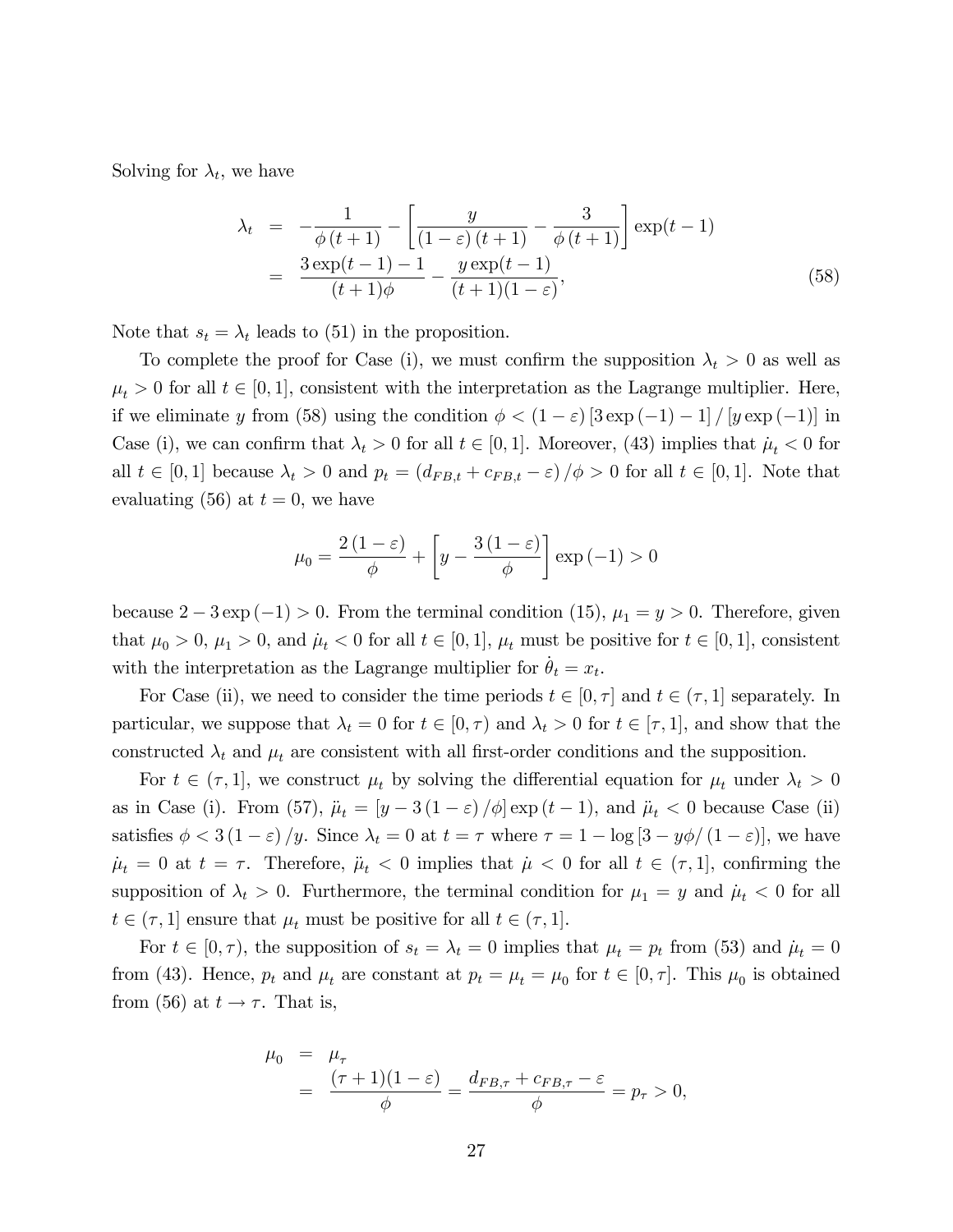Solving for $\lambda_t$, we have

$$
\begin{aligned}
\lambda_t &= -\frac{1}{\phi(t+1)} - \left[\frac{y}{(1-\varepsilon)(t+1)} - \frac{3}{\phi(t+1)}\right]\exp(t-1) \\
&= \frac{3\exp(t-1)-1}{(t+1)\phi} - \frac{y\exp(t-1)}{(t+1)(1-\varepsilon)},
\end{aligned} \tag{58}
$$

Note that $s_t = \lambda_t$ leads to (51) in the proposition.

To complete the proof for Case (i), we must confirm the supposition $\lambda_t > 0$ as well as $\mu_t > 0$ for all $t \in [0,1]$, consistent with the interpretation as the Lagrange multiplier. Here, if we eliminate $y$ from (58) using the condition $\phi < (1-\varepsilon)[3\exp(-1)-1]/[y\exp(-1)]$ in Case (i), we can confirm that $\lambda_t > 0$ for all $t \in [0,1]$. Moreover, (43) implies that $\dot{\mu}_t < 0$ for all $t \in [0,1]$ because $\lambda_t > 0$ and $p_t = (d_{FB,t} + c_{FB,t} - \varepsilon)/\phi > 0$ for all $t \in [0,1]$. Note that evaluating (56) at $t = 0$, we have

$$
\mu_0 = \frac{2(1-\varepsilon)}{\phi} + \left[y - \frac{3(1-\varepsilon)}{\phi}\right]\exp(-1) > 0
$$

because $2 - 3\exp(-1) > 0$. From the terminal condition (15), $\mu_1 = y > 0$. Therefore, given that $\mu_0 > 0$, $\mu_1 > 0$, and $\dot{\mu}_t < 0$ for all $t \in [0,1]$, $\mu_t$ must be positive for $t \in [0,1]$, consistent with the interpretation as the Lagrange multiplier for $\dot{\theta}_t = x_t$.

For Case (ii), we need to consider the time periods $t \in [0,\tau]$ and $t \in (\tau,1]$ separately. In particular, we suppose that $\lambda_t = 0$ for $t \in [0,\tau)$ and $\lambda_t > 0$ for $t \in [\tau,1]$, and show that the constructed $\lambda_t$ and $\mu_t$ are consistent with all first-order conditions and the supposition.

For $t \in (\tau,1]$, we construct $\mu_t$ by solving the differential equation for $\mu_t$ under $\lambda_t > 0$ as in Case (i). From (57), $\ddot{\mu}_t = [y - 3(1-\varepsilon)/\phi]\exp(t-1)$, and $\ddot{\mu}_t < 0$ because Case (ii) satisfies $\phi < 3(1-\varepsilon)/y$. Since $\lambda_t = 0$ at $t = \tau$ where $\tau = 1 - \log[3 - y\phi/(1-\varepsilon)]$, we have $\dot{\mu}_t = 0$ at $t = \tau$. Therefore, $\ddot{\mu}_t < 0$ implies that $\dot{\mu} < 0$ for all $t \in (\tau,1]$, confirming the supposition of $\lambda_t > 0$. Furthermore, the terminal condition for $\mu_1 = y$ and $\dot{\mu}_t < 0$ for all $t \in (\tau,1]$ ensure that $\mu_t$ must be positive for all $t \in (\tau,1]$.

For $t \in [0,\tau)$, the supposition of $s_t = \lambda_t = 0$ implies that $\mu_t = p_t$ from (53) and $\dot{\mu}_t = 0$ from (43). Hence, $p_t$ and $\mu_t$ are constant at $p_t = \mu_t = \mu_0$ for $t \in [0,\tau]$. This $\mu_0$ is obtained from (56) at $t \to \tau$. That is,

$$
\begin{aligned}
\mu_0 &= \mu_\tau \\
&= \frac{(\tau+1)(1-\varepsilon)}{\phi} = \frac{d_{FB,\tau} + c_{FB,\tau} - \varepsilon}{\phi} = p_\tau > 0,
\end{aligned}
$$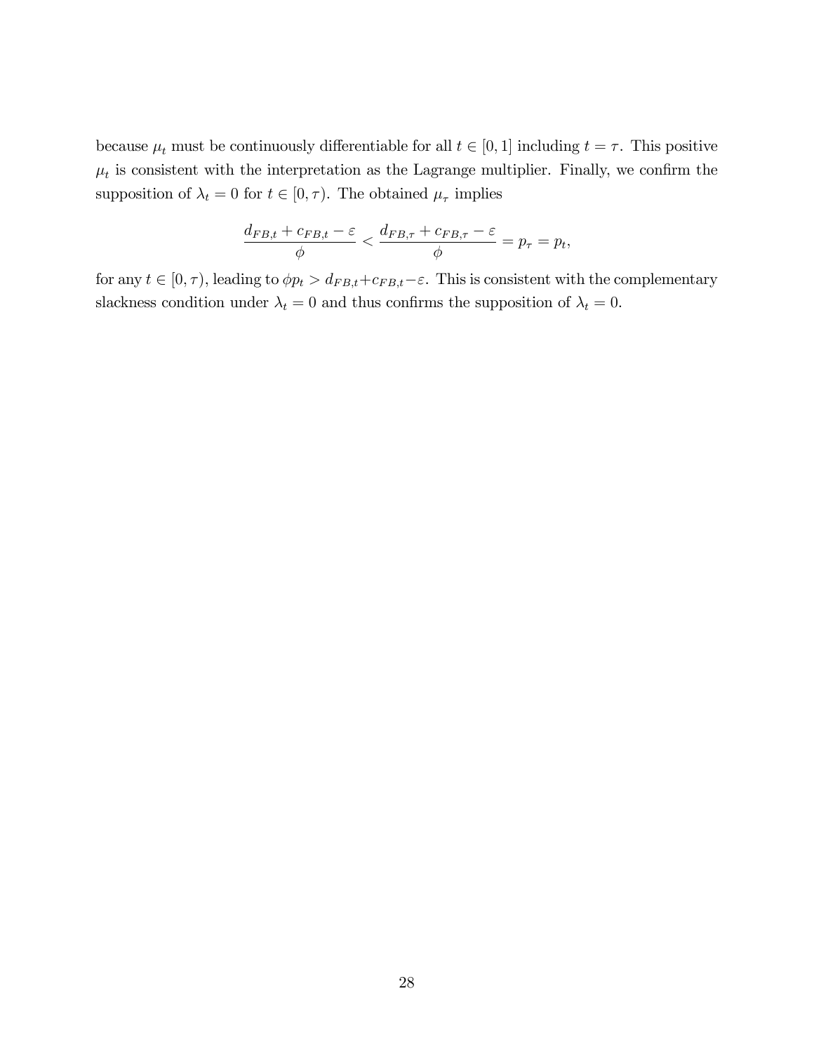because $\mu_t$ must be continuously differentiable for all $t \in [0, 1]$ including $t = \tau$. This positive $\mu_t$ is consistent with the interpretation as the Lagrange multiplier. Finally, we confirm the supposition of $\lambda_t = 0$ for $t \in [0, \tau)$. The obtained $\mu_\tau$ implies

$$\frac{d_{FB,t} + c_{FB,t} - \varepsilon}{\phi} < \frac{d_{FB,\tau} + c_{FB,\tau} - \varepsilon}{\phi} = p_\tau = p_t,$$

for any $t \in [0, \tau)$, leading to $\phi p_t > d_{FB,t} + c_{FB,t} - \varepsilon$. This is consistent with the complementary slackness condition under $\lambda_t = 0$ and thus confirms the supposition of $\lambda_t = 0$.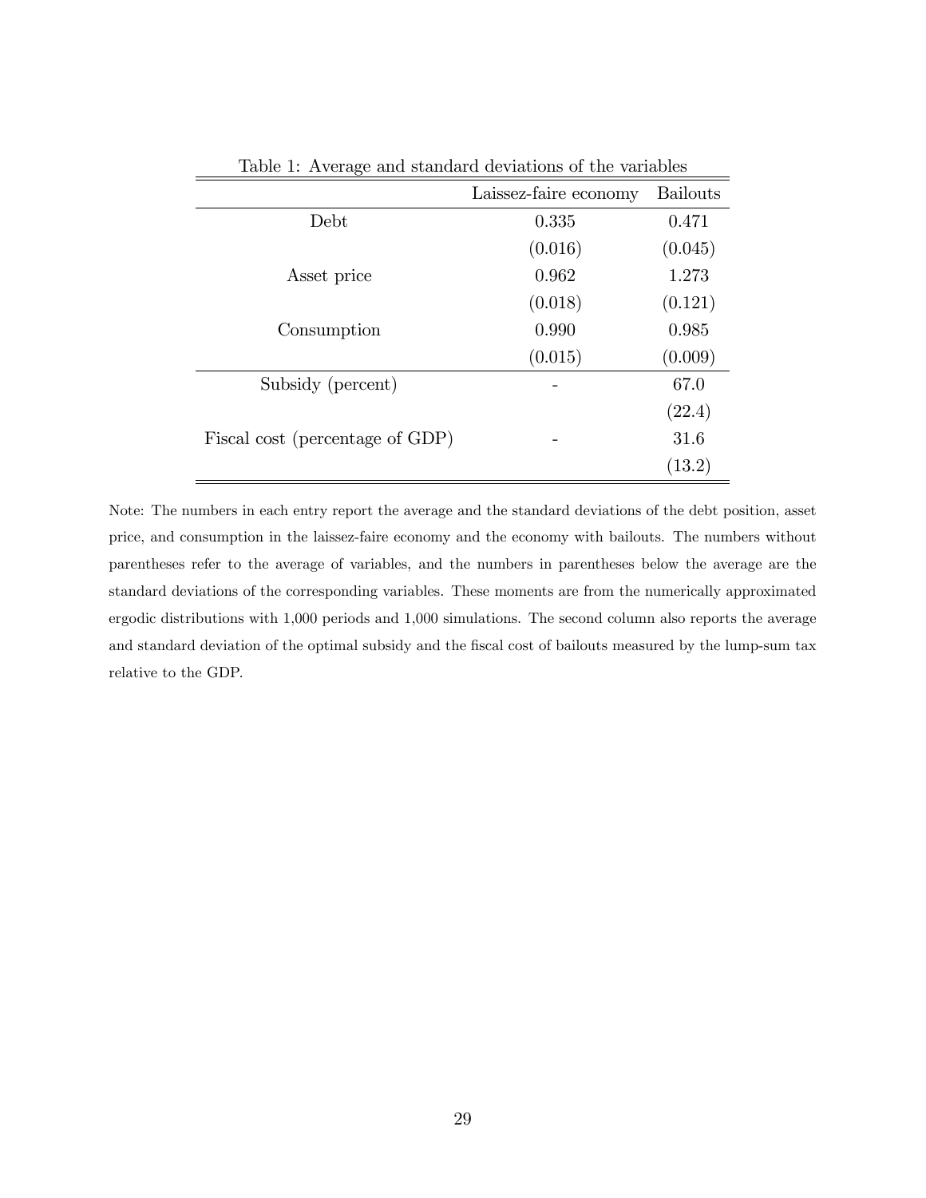Table 1: Average and standard deviations of the variables

| | Laissez-faire economy | Bailouts |
|---|---|---|
| Debt | 0.335 | 0.471 |
| | (0.016) | (0.045) |
| Asset price | 0.962 | 1.273 |
| | (0.018) | (0.121) |
| Consumption | 0.990 | 0.985 |
| | (0.015) | (0.009) |
| Subsidy (percent) | - | 67.0 |
| | | (22.4) |
| Fiscal cost (percentage of GDP) | - | 31.6 |
| | | (13.2) |

Note: The numbers in each entry report the average and the standard deviations of the debt position, asset price, and consumption in the laissez-faire economy and the economy with bailouts. The numbers without parentheses refer to the average of variables, and the numbers in parentheses below the average are the standard deviations of the corresponding variables. These moments are from the numerically approximated ergodic distributions with 1,000 periods and 1,000 simulations. The second column also reports the average and standard deviation of the optimal subsidy and the fiscal cost of bailouts measured by the lump-sum tax relative to the GDP.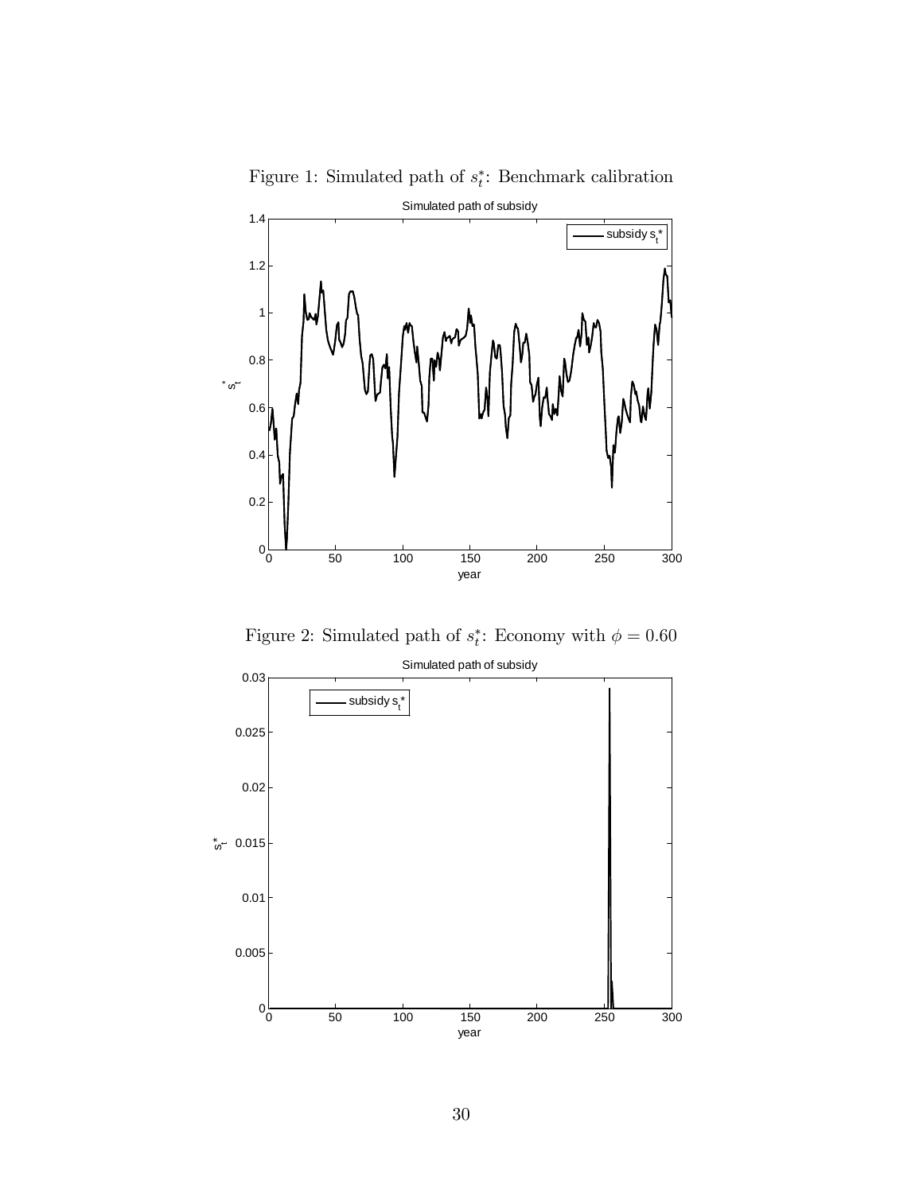Figure 1: Simulated path of $s_t^*$: Benchmark calibration

Simulated path of subsidy

subsidy $s_t^*$

$s_t^*$

1.4
1.2
1
0.8
0.6
0.4
0.2
0

0 50 100 150 200 250 300

year

Figure 2: Simulated path of $s_t^*$: Economy with $\phi = 0.60$

Simulated path of subsidy

subsidy $s_t^*$

$s_t^*$

0.03
0.025
0.02
0.015
0.01
0.005
0

0 50 100 150 200 250 300

year